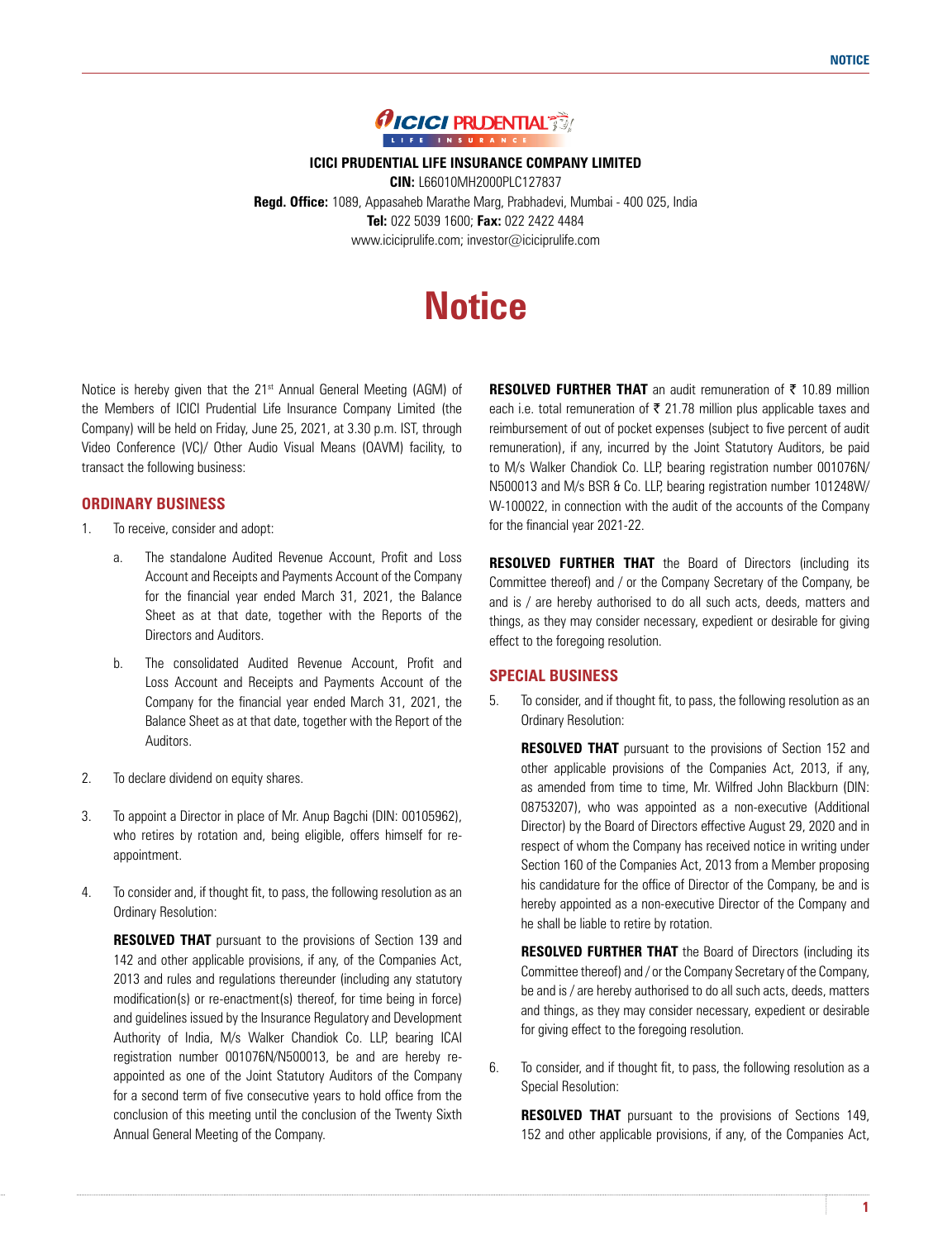**ICICI PRUDENTIAL LIFE INSURANCE COMPANY LIMITED**

**CIN:** L66010MH2000PLC127837

**Regd. Office:** 1089, Appasaheb Marathe Marg, Prabhadevi, Mumbai - 400 025, India

**Tel:** 022 5039 1600; **Fax:** 022 2422 4484

www.iciciprulife.com; investor@iciciprulife.com

# Notice

Notice is hereby given that the 21st Annual General Meeting (AGM) of the Members of ICICI Prudential Life Insurance Company Limited (the Company) will be held on Friday, June 25, 2021, at 3.30 p.m. IST, through Video Conference (VC)/ Other Audio Visual Means (OAVM) facility, to transact the following business:

## ORDINARY BUSINESS

1. To receive, consider and adopt:

   a. The standalone Audited Revenue Account, Profit and Loss Account and Receipts and Payments Account of the Company for the financial year ended March 31, 2021, the Balance Sheet as at that date, together with the Reports of the Directors and Auditors.

   b. The consolidated Audited Revenue Account, Profit and Loss Account and Receipts and Payments Account of the Company for the financial year ended March 31, 2021, the Balance Sheet as at that date, together with the Report of the Auditors.

2. To declare dividend on equity shares.

3. To appoint a Director in place of Mr. Anup Bagchi (DIN: 00105962), who retires by rotation and, being eligible, offers himself for re-appointment.

4. To consider and, if thought fit, to pass, the following resolution as an Ordinary Resolution:

   **RESOLVED THAT** pursuant to the provisions of Section 139 and 142 and other applicable provisions, if any, of the Companies Act, 2013 and rules and regulations thereunder (including any statutory modification(s) or re-enactment(s) thereof, for time being in force) and guidelines issued by the Insurance Regulatory and Development Authority of India, M/s Walker Chandiok Co. LLP, bearing ICAI registration number 001076N/N500013, be and are hereby re-appointed as one of the Joint Statutory Auditors of the Company for a second term of five consecutive years to hold office from the conclusion of this meeting until the conclusion of the Twenty Sixth Annual General Meeting of the Company.

   **RESOLVED FURTHER THAT** an audit remuneration of ₹ 10.89 million each i.e. total remuneration of ₹ 21.78 million plus applicable taxes and reimbursement of out of pocket expenses (subject to five percent of audit remuneration), if any, incurred by the Joint Statutory Auditors, be paid to M/s Walker Chandiok Co. LLP, bearing registration number 001076N/N500013 and M/s BSR & Co. LLP, bearing registration number 101248W/W-100022, in connection with the audit of the accounts of the Company for the financial year 2021-22.

   **RESOLVED FURTHER THAT** the Board of Directors (including its Committee thereof) and / or the Company Secretary of the Company, be and is / are hereby authorised to do all such acts, deeds, matters and things, as they may consider necessary, expedient or desirable for giving effect to the foregoing resolution.

## SPECIAL BUSINESS

5. To consider, and if thought fit, to pass, the following resolution as an Ordinary Resolution:

   **RESOLVED THAT** pursuant to the provisions of Section 152 and other applicable provisions of the Companies Act, 2013, if any, as amended from time to time, Mr. Wilfred John Blackburn (DIN: 08753207), who was appointed as a non-executive (Additional Director) by the Board of Directors effective August 29, 2020 and in respect of whom the Company has received notice in writing under Section 160 of the Companies Act, 2013 from a Member proposing his candidature for the office of Director of the Company, be and is hereby appointed as a non-executive Director of the Company and he shall be liable to retire by rotation.

   **RESOLVED FURTHER THAT** the Board of Directors (including its Committee thereof) and / or the Company Secretary of the Company, be and is / are hereby authorised to do all such acts, deeds, matters and things, as they may consider necessary, expedient or desirable for giving effect to the foregoing resolution.

6. To consider, and if thought fit, to pass, the following resolution as a Special Resolution:

   **RESOLVED THAT** pursuant to the provisions of Sections 149, 152 and other applicable provisions, if any, of the Companies Act,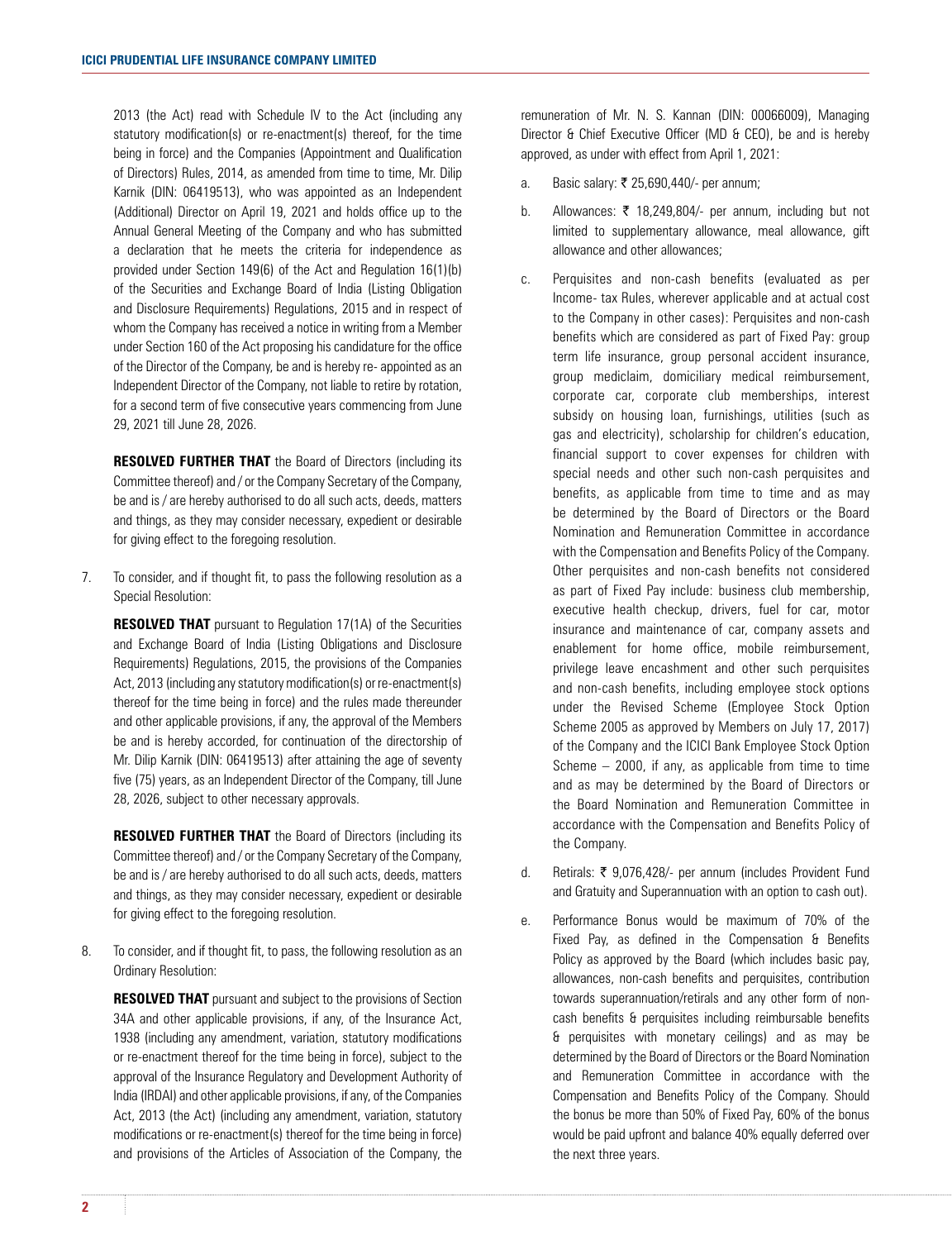2013 (the Act) read with Schedule IV to the Act (including any statutory modification(s) or re-enactment(s) thereof, for the time being in force) and the Companies (Appointment and Qualification of Directors) Rules, 2014, as amended from time to time, Mr. Dilip Karnik (DIN: 06419513), who was appointed as an Independent (Additional) Director on April 19, 2021 and holds office up to the Annual General Meeting of the Company and who has submitted a declaration that he meets the criteria for independence as provided under Section 149(6) of the Act and Regulation 16(1)(b) of the Securities and Exchange Board of India (Listing Obligation and Disclosure Requirements) Regulations, 2015 and in respect of whom the Company has received a notice in writing from a Member under Section 160 of the Act proposing his candidature for the office of the Director of the Company, be and is hereby re- appointed as an Independent Director of the Company, not liable to retire by rotation, for a second term of five consecutive years commencing from June 29, 2021 till June 28, 2026.

**RESOLVED FURTHER THAT** the Board of Directors (including its Committee thereof) and / or the Company Secretary of the Company, be and is / are hereby authorised to do all such acts, deeds, matters and things, as they may consider necessary, expedient or desirable for giving effect to the foregoing resolution.

7. To consider, and if thought fit, to pass the following resolution as a Special Resolution:

   **RESOLVED THAT** pursuant to Regulation 17(1A) of the Securities and Exchange Board of India (Listing Obligations and Disclosure Requirements) Regulations, 2015, the provisions of the Companies Act, 2013 (including any statutory modification(s) or re-enactment(s) thereof for the time being in force) and the rules made thereunder and other applicable provisions, if any, the approval of the Members be and is hereby accorded, for continuation of the directorship of Mr. Dilip Karnik (DIN: 06419513) after attaining the age of seventy five (75) years, as an Independent Director of the Company, till June 28, 2026, subject to other necessary approvals.

   **RESOLVED FURTHER THAT** the Board of Directors (including its Committee thereof) and / or the Company Secretary of the Company, be and is / are hereby authorised to do all such acts, deeds, matters and things, as they may consider necessary, expedient or desirable for giving effect to the foregoing resolution.

8. To consider, and if thought fit, to pass, the following resolution as an Ordinary Resolution:

   **RESOLVED THAT** pursuant and subject to the provisions of Section 34A and other applicable provisions, if any, of the Insurance Act, 1938 (including any amendment, variation, statutory modifications or re-enactment thereof for the time being in force), subject to the approval of the Insurance Regulatory and Development Authority of India (IRDAI) and other applicable provisions, if any, of the Companies Act, 2013 (the Act) (including any amendment, variation, statutory modifications or re-enactment(s) thereof for the time being in force) and provisions of the Articles of Association of the Company, the remuneration of Mr. N. S. Kannan (DIN: 00066009), Managing Director & Chief Executive Officer (MD & CEO), be and is hereby approved, as under with effect from April 1, 2021:

   a. Basic salary: ₹ 25,690,440/- per annum;

   b. Allowances: ₹ 18,249,804/- per annum, including but not limited to supplementary allowance, meal allowance, gift allowance and other allowances;

   c. Perquisites and non-cash benefits (evaluated as per Income- tax Rules, wherever applicable and at actual cost to the Company in other cases): Perquisites and non-cash benefits which are considered as part of Fixed Pay: group term life insurance, group personal accident insurance, group mediclaim, domiciliary medical reimbursement, corporate car, corporate club memberships, interest subsidy on housing loan, furnishings, utilities (such as gas and electricity), scholarship for children's education, financial support to cover expenses for children with special needs and other such non-cash perquisites and benefits, as applicable from time to time and as may be determined by the Board of Directors or the Board Nomination and Remuneration Committee in accordance with the Compensation and Benefits Policy of the Company. Other perquisites and non-cash benefits not considered as part of Fixed Pay include: business club membership, executive health checkup, drivers, fuel for car, motor insurance and maintenance of car, company assets and enablement for home office, mobile reimbursement, privilege leave encashment and other such perquisites and non-cash benefits, including employee stock options under the Revised Scheme (Employee Stock Option Scheme 2005 as approved by Members on July 17, 2017) of the Company and the ICICI Bank Employee Stock Option Scheme – 2000, if any, as applicable from time to time and as may be determined by the Board of Directors or the Board Nomination and Remuneration Committee in accordance with the Compensation and Benefits Policy of the Company.

   d. Retirals: ₹ 9,076,428/- per annum (includes Provident Fund and Gratuity and Superannuation with an option to cash out).

   e. Performance Bonus would be maximum of 70% of the Fixed Pay, as defined in the Compensation & Benefits Policy as approved by the Board (which includes basic pay, allowances, non-cash benefits and perquisites, contribution towards superannuation/retirals and any other form of non-cash benefits & perquisites including reimbursable benefits & perquisites with monetary ceilings) and as may be determined by the Board of Directors or the Board Nomination and Remuneration Committee in accordance with the Compensation and Benefits Policy of the Company. Should the bonus be more than 50% of Fixed Pay, 60% of the bonus would be paid upfront and balance 40% equally deferred over the next three years.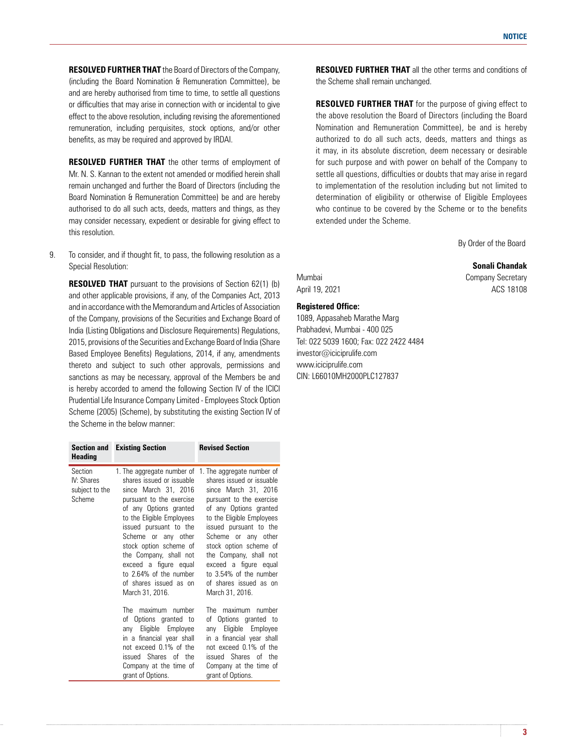**RESOLVED FURTHER THAT** the Board of Directors of the Company, (including the Board Nomination & Remuneration Committee), be and are hereby authorised from time to time, to settle all questions or difficulties that may arise in connection with or incidental to give effect to the above resolution, including revising the aforementioned remuneration, including perquisites, stock options, and/or other benefits, as may be required and approved by IRDAI.

**RESOLVED FURTHER THAT** the other terms of employment of Mr. N. S. Kannan to the extent not amended or modified herein shall remain unchanged and further the Board of Directors (including the Board Nomination & Remuneration Committee) be and are hereby authorised to do all such acts, deeds, matters and things, as they may consider necessary, expedient or desirable for giving effect to this resolution.

9. To consider, and if thought fit, to pass, the following resolution as a Special Resolution:

   **RESOLVED THAT** pursuant to the provisions of Section 62(1) (b) and other applicable provisions, if any, of the Companies Act, 2013 and in accordance with the Memorandum and Articles of Association of the Company, provisions of the Securities and Exchange Board of India (Listing Obligations and Disclosure Requirements) Regulations, 2015, provisions of the Securities and Exchange Board of India (Share Based Employee Benefits) Regulations, 2014, if any, amendments thereto and subject to such other approvals, permissions and sanctions as may be necessary, approval of the Members be and is hereby accorded to amend the following Section IV of the ICICI Prudential Life Insurance Company Limited - Employees Stock Option Scheme (2005) (Scheme), by substituting the existing Section IV of the Scheme in the below manner:

| Section and Heading | Existing Section | Revised Section |
|---|---|---|
| Section IV: Shares subject to the Scheme | 1. The aggregate number of shares issued or issuable since March 31, 2016 pursuant to the exercise of any Options granted to the Eligible Employees issued pursuant to the Scheme or any other stock option scheme of the Company, shall not exceed a figure equal to 2.64% of the number of shares issued as on March 31, 2016.<br><br>The maximum number of Options granted to any Eligible Employee in a financial year shall not exceed 0.1% of the issued Shares of the Company at the time of grant of Options. | 1. The aggregate number of shares issued or issuable since March 31, 2016 pursuant to the exercise of any Options granted to the Eligible Employees issued pursuant to the Scheme or any other stock option scheme of the Company, shall not exceed a figure equal to 3.54% of the number of shares issued as on March 31, 2016.<br><br>The maximum number of Options granted to any Eligible Employee in a financial year shall not exceed 0.1% of the issued Shares of the Company at the time of grant of Options. |

**RESOLVED FURTHER THAT** all the other terms and conditions of the Scheme shall remain unchanged.

**RESOLVED FURTHER THAT** for the purpose of giving effect to the above resolution the Board of Directors (including the Board Nomination and Remuneration Committee), be and is hereby authorized to do all such acts, deeds, matters and things as it may, in its absolute discretion, deem necessary or desirable for such purpose and with power on behalf of the Company to settle all questions, difficulties or doubts that may arise in regard to implementation of the resolution including but not limited to determination of eligibility or otherwise of Eligible Employees who continue to be covered by the Scheme or to the benefits extended under the Scheme.

By Order of the Board

**Sonali Chandak**
Company Secretary
ACS 18108

Mumbai
April 19, 2021

**Registered Office:**
1089, Appasaheb Marathe Marg
Prabhadevi, Mumbai - 400 025
Tel: 022 5039 1600; Fax: 022 2422 4484
investor@iciciprulife.com
www.iciciprulife.com
CIN: L66010MH2000PLC127837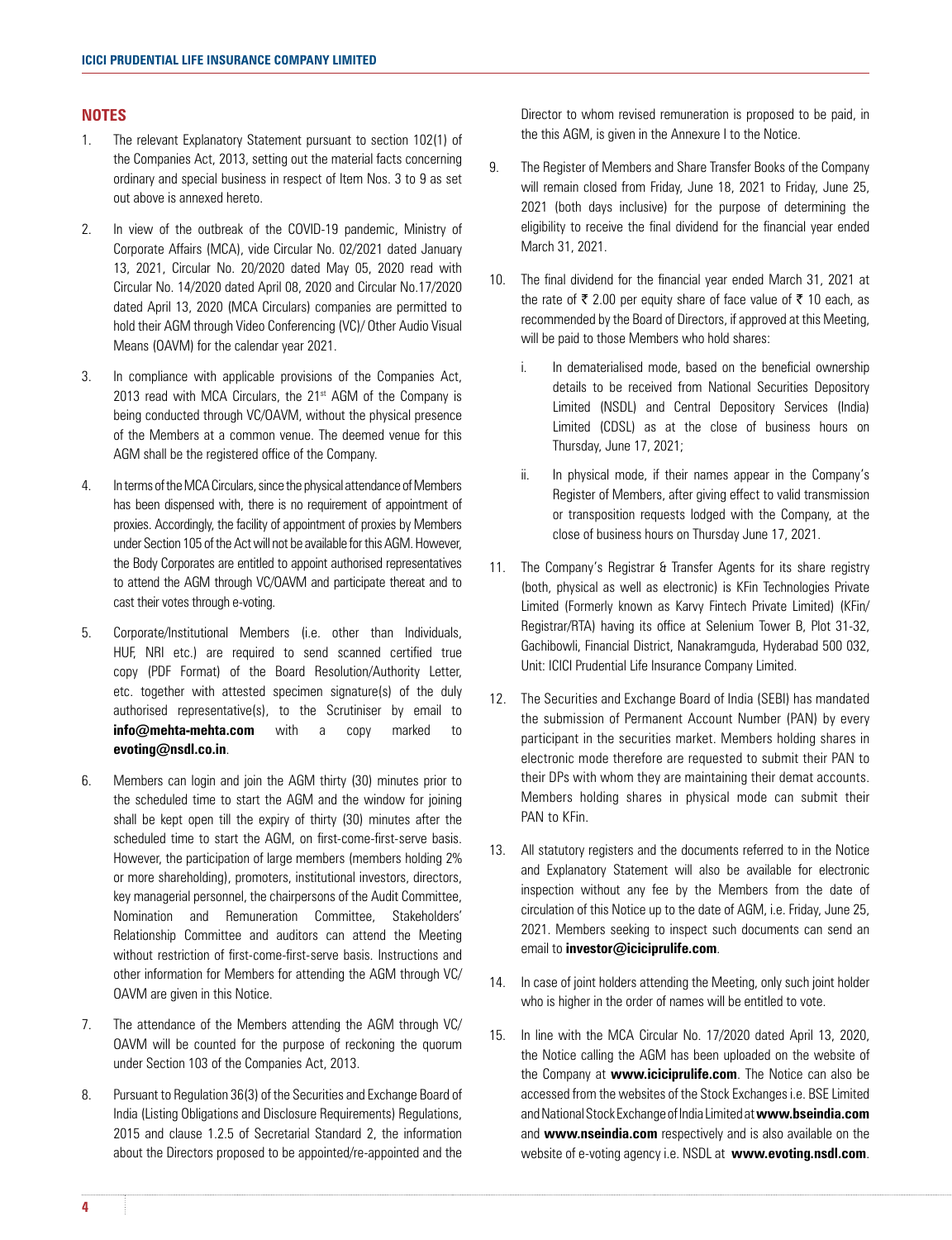## NOTES

1. The relevant Explanatory Statement pursuant to section 102(1) of the Companies Act, 2013, setting out the material facts concerning ordinary and special business in respect of Item Nos. 3 to 9 as set out above is annexed hereto.

2. In view of the outbreak of the COVID-19 pandemic, Ministry of Corporate Affairs (MCA), vide Circular No. 02/2021 dated January 13, 2021, Circular No. 20/2020 dated May 05, 2020 read with Circular No. 14/2020 dated April 08, 2020 and Circular No.17/2020 dated April 13, 2020 (MCA Circulars) companies are permitted to hold their AGM through Video Conferencing (VC)/ Other Audio Visual Means (OAVM) for the calendar year 2021.

3. In compliance with applicable provisions of the Companies Act, 2013 read with MCA Circulars, the 21st AGM of the Company is being conducted through VC/OAVM, without the physical presence of the Members at a common venue. The deemed venue for this AGM shall be the registered office of the Company.

4. In terms of the MCA Circulars, since the physical attendance of Members has been dispensed with, there is no requirement of appointment of proxies. Accordingly, the facility of appointment of proxies by Members under Section 105 of the Act will not be available for this AGM. However, the Body Corporates are entitled to appoint authorised representatives to attend the AGM through VC/OAVM and participate thereat and to cast their votes through e-voting.

5. Corporate/Institutional Members (i.e. other than Individuals, HUF, NRI etc.) are required to send scanned certified true copy (PDF Format) of the Board Resolution/Authority Letter, etc. together with attested specimen signature(s) of the duly authorised representative(s), to the Scrutiniser by email to **info@mehta-mehta.com** with a copy marked to **evoting@nsdl.co.in**.

6. Members can login and join the AGM thirty (30) minutes prior to the scheduled time to start the AGM and the window for joining shall be kept open till the expiry of thirty (30) minutes after the scheduled time to start the AGM, on first-come-first-serve basis. However, the participation of large members (members holding 2% or more shareholding), promoters, institutional investors, directors, key managerial personnel, the chairpersons of the Audit Committee, Nomination and Remuneration Committee, Stakeholders' Relationship Committee and auditors can attend the Meeting without restriction of first-come-first-serve basis. Instructions and other information for Members for attending the AGM through VC/ OAVM are given in this Notice.

7. The attendance of the Members attending the AGM through VC/ OAVM will be counted for the purpose of reckoning the quorum under Section 103 of the Companies Act, 2013.

8. Pursuant to Regulation 36(3) of the Securities and Exchange Board of India (Listing Obligations and Disclosure Requirements) Regulations, 2015 and clause 1.2.5 of Secretarial Standard 2, the information about the Directors proposed to be appointed/re-appointed and the Director to whom revised remuneration is proposed to be paid, in the this AGM, is given in the Annexure I to the Notice.

9. The Register of Members and Share Transfer Books of the Company will remain closed from Friday, June 18, 2021 to Friday, June 25, 2021 (both days inclusive) for the purpose of determining the eligibility to receive the final dividend for the financial year ended March 31, 2021.

10. The final dividend for the financial year ended March 31, 2021 at the rate of ₹ 2.00 per equity share of face value of ₹ 10 each, as recommended by the Board of Directors, if approved at this Meeting, will be paid to those Members who hold shares:

    i. In dematerialised mode, based on the beneficial ownership details to be received from National Securities Depository Limited (NSDL) and Central Depository Services (India) Limited (CDSL) as at the close of business hours on Thursday, June 17, 2021;

    ii. In physical mode, if their names appear in the Company's Register of Members, after giving effect to valid transmission or transposition requests lodged with the Company, at the close of business hours on Thursday June 17, 2021.

11. The Company's Registrar & Transfer Agents for its share registry (both, physical as well as electronic) is KFin Technologies Private Limited (Formerly known as Karvy Fintech Private Limited) (KFin/ Registrar/RTA) having its office at Selenium Tower B, Plot 31-32, Gachibowli, Financial District, Nanakramguda, Hyderabad 500 032, Unit: ICICI Prudential Life Insurance Company Limited.

12. The Securities and Exchange Board of India (SEBI) has mandated the submission of Permanent Account Number (PAN) by every participant in the securities market. Members holding shares in electronic mode therefore are requested to submit their PAN to their DPs with whom they are maintaining their demat accounts. Members holding shares in physical mode can submit their PAN to KFin.

13. All statutory registers and the documents referred to in the Notice and Explanatory Statement will also be available for electronic inspection without any fee by the Members from the date of circulation of this Notice up to the date of AGM, i.e. Friday, June 25, 2021. Members seeking to inspect such documents can send an email to **investor@iciciprulife.com**.

14. In case of joint holders attending the Meeting, only such joint holder who is higher in the order of names will be entitled to vote.

15. In line with the MCA Circular No. 17/2020 dated April 13, 2020, the Notice calling the AGM has been uploaded on the website of the Company at **www.iciciprulife.com**. The Notice can also be accessed from the websites of the Stock Exchanges i.e. BSE Limited and National Stock Exchange of India Limited at **www.bseindia.com** and **www.nseindia.com** respectively and is also available on the website of e-voting agency i.e. NSDL at **www.evoting.nsdl.com**.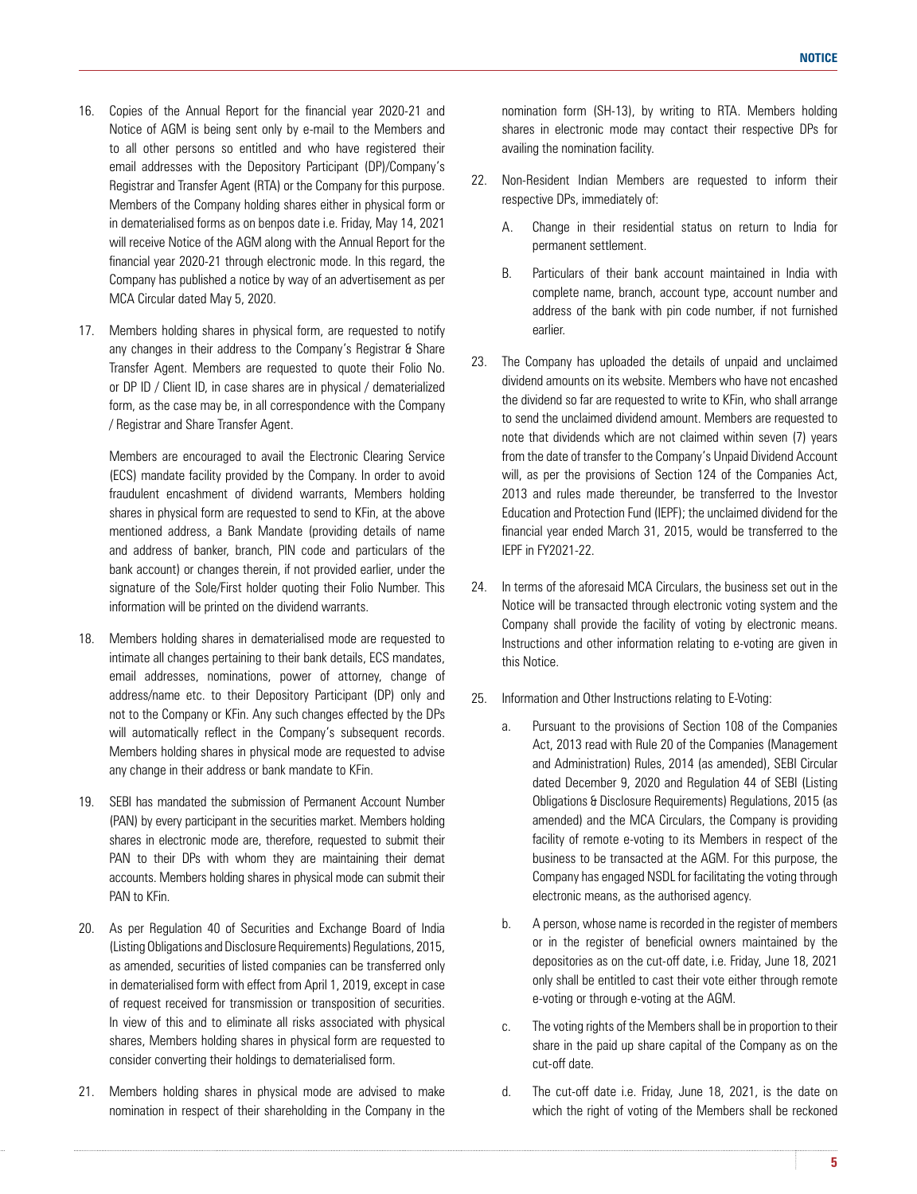16. Copies of the Annual Report for the financial year 2020-21 and Notice of AGM is being sent only by e-mail to the Members and to all other persons so entitled and who have registered their email addresses with the Depository Participant (DP)/Company's Registrar and Transfer Agent (RTA) or the Company for this purpose. Members of the Company holding shares either in physical form or in dematerialised forms as on benpos date i.e. Friday, May 14, 2021 will receive Notice of the AGM along with the Annual Report for the financial year 2020-21 through electronic mode. In this regard, the Company has published a notice by way of an advertisement as per MCA Circular dated May 5, 2020.

17. Members holding shares in physical form, are requested to notify any changes in their address to the Company's Registrar & Share Transfer Agent. Members are requested to quote their Folio No. or DP ID / Client ID, in case shares are in physical / dematerialized form, as the case may be, in all correspondence with the Company / Registrar and Share Transfer Agent.

    Members are encouraged to avail the Electronic Clearing Service (ECS) mandate facility provided by the Company. In order to avoid fraudulent encashment of dividend warrants, Members holding shares in physical form are requested to send to KFin, at the above mentioned address, a Bank Mandate (providing details of name and address of banker, branch, PIN code and particulars of the bank account) or changes therein, if not provided earlier, under the signature of the Sole/First holder quoting their Folio Number. This information will be printed on the dividend warrants.

18. Members holding shares in dematerialised mode are requested to intimate all changes pertaining to their bank details, ECS mandates, email addresses, nominations, power of attorney, change of address/name etc. to their Depository Participant (DP) only and not to the Company or KFin. Any such changes effected by the DPs will automatically reflect in the Company's subsequent records. Members holding shares in physical mode are requested to advise any change in their address or bank mandate to KFin.

19. SEBI has mandated the submission of Permanent Account Number (PAN) by every participant in the securities market. Members holding shares in electronic mode are, therefore, requested to submit their PAN to their DPs with whom they are maintaining their demat accounts. Members holding shares in physical mode can submit their PAN to KFin.

20. As per Regulation 40 of Securities and Exchange Board of India (Listing Obligations and Disclosure Requirements) Regulations, 2015, as amended, securities of listed companies can be transferred only in dematerialised form with effect from April 1, 2019, except in case of request received for transmission or transposition of securities. In view of this and to eliminate all risks associated with physical shares, Members holding shares in physical form are requested to consider converting their holdings to dematerialised form.

21. Members holding shares in physical mode are advised to make nomination in respect of their shareholding in the Company in the nomination form (SH-13), by writing to RTA. Members holding shares in electronic mode may contact their respective DPs for availing the nomination facility.

22. Non-Resident Indian Members are requested to inform their respective DPs, immediately of:

    A. Change in their residential status on return to India for permanent settlement.

    B. Particulars of their bank account maintained in India with complete name, branch, account type, account number and address of the bank with pin code number, if not furnished earlier.

23. The Company has uploaded the details of unpaid and unclaimed dividend amounts on its website. Members who have not encashed the dividend so far are requested to write to KFin, who shall arrange to send the unclaimed dividend amount. Members are requested to note that dividends which are not claimed within seven (7) years from the date of transfer to the Company's Unpaid Dividend Account will, as per the provisions of Section 124 of the Companies Act, 2013 and rules made thereunder, be transferred to the Investor Education and Protection Fund (IEPF); the unclaimed dividend for the financial year ended March 31, 2015, would be transferred to the IEPF in FY2021-22.

24. In terms of the aforesaid MCA Circulars, the business set out in the Notice will be transacted through electronic voting system and the Company shall provide the facility of voting by electronic means. Instructions and other information relating to e-voting are given in this Notice.

25. Information and Other Instructions relating to E-Voting:

    a. Pursuant to the provisions of Section 108 of the Companies Act, 2013 read with Rule 20 of the Companies (Management and Administration) Rules, 2014 (as amended), SEBI Circular dated December 9, 2020 and Regulation 44 of SEBI (Listing Obligations & Disclosure Requirements) Regulations, 2015 (as amended) and the MCA Circulars, the Company is providing facility of remote e-voting to its Members in respect of the business to be transacted at the AGM. For this purpose, the Company has engaged NSDL for facilitating the voting through electronic means, as the authorised agency.

    b. A person, whose name is recorded in the register of members or in the register of beneficial owners maintained by the depositories as on the cut-off date, i.e. Friday, June 18, 2021 only shall be entitled to cast their vote either through remote e-voting or through e-voting at the AGM.

    c. The voting rights of the Members shall be in proportion to their share in the paid up share capital of the Company as on the cut-off date.

    d. The cut-off date i.e. Friday, June 18, 2021, is the date on which the right of voting of the Members shall be reckoned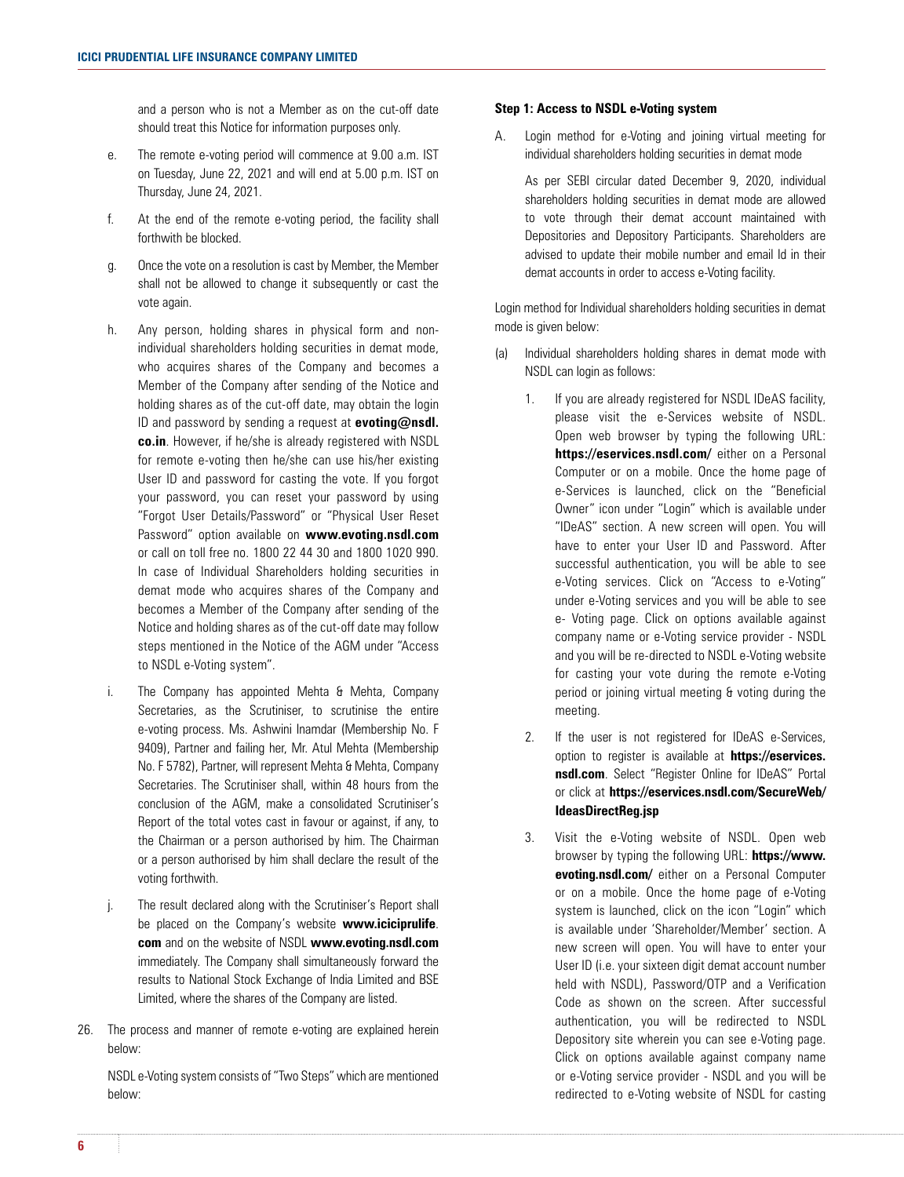and a person who is not a Member as on the cut-off date should treat this Notice for information purposes only.

e. The remote e-voting period will commence at 9.00 a.m. IST on Tuesday, June 22, 2021 and will end at 5.00 p.m. IST on Thursday, June 24, 2021.

f. At the end of the remote e-voting period, the facility shall forthwith be blocked.

g. Once the vote on a resolution is cast by Member, the Member shall not be allowed to change it subsequently or cast the vote again.

h. Any person, holding shares in physical form and non-individual shareholders holding securities in demat mode, who acquires shares of the Company and becomes a Member of the Company after sending of the Notice and holding shares as of the cut-off date, may obtain the login ID and password by sending a request at **evoting@nsdl.co.in**. However, if he/she is already registered with NSDL for remote e-voting then he/she can use his/her existing User ID and password for casting the vote. If you forgot your password, you can reset your password by using "Forgot User Details/Password" or "Physical User Reset Password" option available on **www.evoting.nsdl.com** or call on toll free no. 1800 22 44 30 and 1800 1020 990. In case of Individual Shareholders holding securities in demat mode who acquires shares of the Company and becomes a Member of the Company after sending of the Notice and holding shares as of the cut-off date may follow steps mentioned in the Notice of the AGM under "Access to NSDL e-Voting system".

i. The Company has appointed Mehta & Mehta, Company Secretaries, as the Scrutiniser, to scrutinise the entire e-voting process. Ms. Ashwini Inamdar (Membership No. F 9409), Partner and failing her, Mr. Atul Mehta (Membership No. F 5782), Partner, will represent Mehta & Mehta, Company Secretaries. The Scrutiniser shall, within 48 hours from the conclusion of the AGM, make a consolidated Scrutiniser's Report of the total votes cast in favour or against, if any, to the Chairman or a person authorised by him. The Chairman or a person authorised by him shall declare the result of the voting forthwith.

j. The result declared along with the Scrutiniser's Report shall be placed on the Company's website **www.iciciprulife.com** and on the website of NSDL **www.evoting.nsdl.com** immediately. The Company shall simultaneously forward the results to National Stock Exchange of India Limited and BSE Limited, where the shares of the Company are listed.

26. The process and manner of remote e-voting are explained herein below:

NSDL e-Voting system consists of "Two Steps" which are mentioned below:

**Step 1: Access to NSDL e-Voting system**

A. Login method for e-Voting and joining virtual meeting for individual shareholders holding securities in demat mode

As per SEBI circular dated December 9, 2020, individual shareholders holding securities in demat mode are allowed to vote through their demat account maintained with Depositories and Depository Participants. Shareholders are advised to update their mobile number and email Id in their demat accounts in order to access e-Voting facility.

Login method for Individual shareholders holding securities in demat mode is given below:

(a) Individual shareholders holding shares in demat mode with NSDL can login as follows:

1. If you are already registered for NSDL IDeAS facility, please visit the e-Services website of NSDL. Open web browser by typing the following URL: **https://eservices.nsdl.com/** either on a Personal Computer or on a mobile. Once the home page of e-Services is launched, click on the "Beneficial Owner" icon under "Login" which is available under "IDeAS" section. A new screen will open. You will have to enter your User ID and Password. After successful authentication, you will be able to see e-Voting services. Click on "Access to e-Voting" under e-Voting services and you will be able to see e- Voting page. Click on options available against company name or e-Voting service provider - NSDL and you will be re-directed to NSDL e-Voting website for casting your vote during the remote e-Voting period or joining virtual meeting & voting during the meeting.

2. If the user is not registered for IDeAS e-Services, option to register is available at **https://eservices.nsdl.com**. Select "Register Online for IDeAS" Portal or click at **https://eservices.nsdl.com/SecureWeb/IdeasDirectReg.jsp**

3. Visit the e-Voting website of NSDL. Open web browser by typing the following URL: **https://www.evoting.nsdl.com/** either on a Personal Computer or on a mobile. Once the home page of e-Voting system is launched, click on the icon "Login" which is available under 'Shareholder/Member' section. A new screen will open. You will have to enter your User ID (i.e. your sixteen digit demat account number held with NSDL), Password/OTP and a Verification Code as shown on the screen. After successful authentication, you will be redirected to NSDL Depository site wherein you can see e-Voting page. Click on options available against company name or e-Voting service provider - NSDL and you will be redirected to e-Voting website of NSDL for casting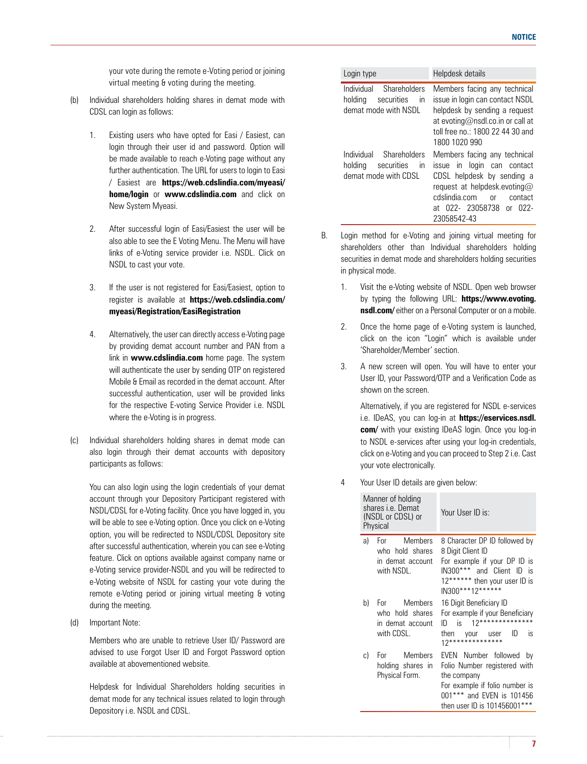your vote during the remote e-Voting period or joining virtual meeting & voting during the meeting.

(b) Individual shareholders holding shares in demat mode with CDSL can login as follows:

1. Existing users who have opted for Easi / Easiest, can login through their user id and password. Option will be made available to reach e-Voting page without any further authentication. The URL for users to login to Easi / Easiest are **https://web.cdslindia.com/myeasi/home/login** or **www.cdslindia.com** and click on New System Myeasi.

2. After successful login of Easi/Easiest the user will be also able to see the E Voting Menu. The Menu will have links of e-Voting service provider i.e. NSDL. Click on NSDL to cast your vote.

3. If the user is not registered for Easi/Easiest, option to register is available at **https://web.cdslindia.com/myeasi/Registration/EasiRegistration**

4. Alternatively, the user can directly access e-Voting page by providing demat account number and PAN from a link in **www.cdslindia.com** home page. The system will authenticate the user by sending OTP on registered Mobile & Email as recorded in the demat account. After successful authentication, user will be provided links for the respective E-voting Service Provider i.e. NSDL where the e-Voting is in progress.

(c) Individual shareholders holding shares in demat mode can also login through their demat accounts with depository participants as follows:

You can also login using the login credentials of your demat account through your Depository Participant registered with NSDL/CDSL for e-Voting facility. Once you have logged in, you will be able to see e-Voting option. Once you click on e-Voting option, you will be redirected to NSDL/CDSL Depository site after successful authentication, wherein you can see e-Voting feature. Click on options available against company name or e-Voting service provider-NSDL and you will be redirected to e-Voting website of NSDL for casting your vote during the remote e-Voting period or joining virtual meeting & voting during the meeting.

(d) Important Note:

Members who are unable to retrieve User ID/ Password are advised to use Forgot User ID and Forgot Password option available at abovementioned website.

Helpdesk for Individual Shareholders holding securities in demat mode for any technical issues related to login through Depository i.e. NSDL and CDSL.

| Login type | Helpdesk details |
|---|---|
| Individual Shareholders holding securities in demat mode with NSDL | Members facing any technical issue in login can contact NSDL helpdesk by sending a request at evoting@nsdl.co.in or call at toll free no.: 1800 22 44 30 and 1800 1020 990 |
| Individual Shareholders holding securities in demat mode with CDSL | Members facing any technical issue in login can contact CDSL helpdesk by sending a request at helpdesk.evoting@cdslindia.com or contact at 022- 23058738 or 022-23058542-43 |

B. Login method for e-Voting and joining virtual meeting for shareholders other than Individual shareholders holding securities in demat mode and shareholders holding securities in physical mode.

1. Visit the e-Voting website of NSDL. Open web browser by typing the following URL: **https://www.evoting.nsdl.com/** either on a Personal Computer or on a mobile.

2. Once the home page of e-Voting system is launched, click on the icon "Login" which is available under 'Shareholder/Member' section.

3. A new screen will open. You will have to enter your User ID, your Password/OTP and a Verification Code as shown on the screen.

   Alternatively, if you are registered for NSDL e-services i.e. IDeAS, you can log-in at **https://eservices.nsdl.com/** with your existing IDeAS login. Once you log-in to NSDL e-services after using your log-in credentials, click on e-Voting and you can proceed to Step 2 i.e. Cast your vote electronically.

4 Your User ID details are given below:

| Manner of holding shares i.e. Demat (NSDL or CDSL) or Physical | Your User ID is: |
|---|---|
| a) For Members who hold shares in demat account with NSDL. | 8 Character DP ID followed by 8 Digit Client ID<br>For example if your DP ID is IN300*** and Client ID is 12****** then your user ID is IN300***12****** |
| b) For Members who hold shares in demat account with CDSL. | 16 Digit Beneficiary ID<br>For example if your Beneficiary ID is 12************** then your user ID is 12************** |
| c) For Members holding shares in Physical Form. | EVEN Number followed by Folio Number registered with the company<br>For example if folio number is 001*** and EVEN is 101456 then user ID is 101456001*** |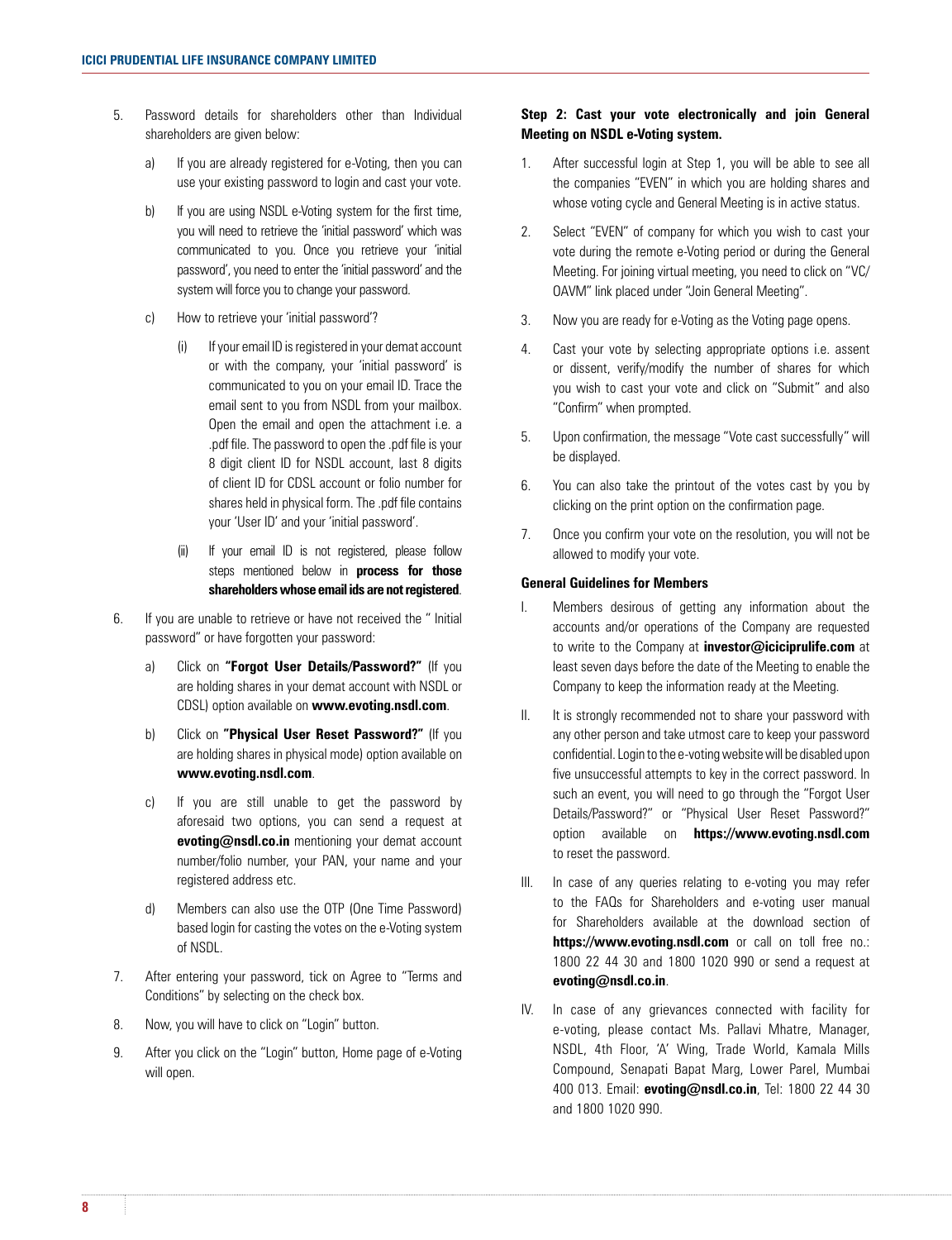5. Password details for shareholders other than Individual shareholders are given below:

   a) If you are already registered for e-Voting, then you can use your existing password to login and cast your vote.

   b) If you are using NSDL e-Voting system for the first time, you will need to retrieve the 'initial password' which was communicated to you. Once you retrieve your 'initial password', you need to enter the 'initial password' and the system will force you to change your password.

   c) How to retrieve your 'initial password'?

      (i) If your email ID is registered in your demat account or with the company, your 'initial password' is communicated to you on your email ID. Trace the email sent to you from NSDL from your mailbox. Open the email and open the attachment i.e. a .pdf file. The password to open the .pdf file is your 8 digit client ID for NSDL account, last 8 digits of client ID for CDSL account or folio number for shares held in physical form. The .pdf file contains your 'User ID' and your 'initial password'.

      (ii) If your email ID is not registered, please follow steps mentioned below in **process for those shareholders whose email ids are not registered**.

6. If you are unable to retrieve or have not received the " Initial password" or have forgotten your password:

   a) Click on **"Forgot User Details/Password?"** (If you are holding shares in your demat account with NSDL or CDSL) option available on **www.evoting.nsdl.com**.

   b) Click on **"Physical User Reset Password?"** (If you are holding shares in physical mode) option available on **www.evoting.nsdl.com**.

   c) If you are still unable to get the password by aforesaid two options, you can send a request at **evoting@nsdl.co.in** mentioning your demat account number/folio number, your PAN, your name and your registered address etc.

   d) Members can also use the OTP (One Time Password) based login for casting the votes on the e-Voting system of NSDL.

7. After entering your password, tick on Agree to "Terms and Conditions" by selecting on the check box.

8. Now, you will have to click on "Login" button.

9. After you click on the "Login" button, Home page of e-Voting will open.

**Step 2: Cast your vote electronically and join General Meeting on NSDL e-Voting system.**

1. After successful login at Step 1, you will be able to see all the companies "EVEN" in which you are holding shares and whose voting cycle and General Meeting is in active status.

2. Select "EVEN" of company for which you wish to cast your vote during the remote e-Voting period or during the General Meeting. For joining virtual meeting, you need to click on "VC/OAVM" link placed under "Join General Meeting".

3. Now you are ready for e-Voting as the Voting page opens.

4. Cast your vote by selecting appropriate options i.e. assent or dissent, verify/modify the number of shares for which you wish to cast your vote and click on "Submit" and also "Confirm" when prompted.

5. Upon confirmation, the message "Vote cast successfully" will be displayed.

6. You can also take the printout of the votes cast by you by clicking on the print option on the confirmation page.

7. Once you confirm your vote on the resolution, you will not be allowed to modify your vote.

**General Guidelines for Members**

I. Members desirous of getting any information about the accounts and/or operations of the Company are requested to write to the Company at **investor@iciciprulife.com** at least seven days before the date of the Meeting to enable the Company to keep the information ready at the Meeting.

II. It is strongly recommended not to share your password with any other person and take utmost care to keep your password confidential. Login to the e-voting website will be disabled upon five unsuccessful attempts to key in the correct password. In such an event, you will need to go through the "Forgot User Details/Password?" or "Physical User Reset Password?" option available on **https://www.evoting.nsdl.com** to reset the password.

III. In case of any queries relating to e-voting you may refer to the FAQs for Shareholders and e-voting user manual for Shareholders available at the download section of **https://www.evoting.nsdl.com** or call on toll free no.: 1800 22 44 30 and 1800 1020 990 or send a request at **evoting@nsdl.co.in**.

IV. In case of any grievances connected with facility for e-voting, please contact Ms. Pallavi Mhatre, Manager, NSDL, 4th Floor, 'A' Wing, Trade World, Kamala Mills Compound, Senapati Bapat Marg, Lower Parel, Mumbai 400 013. Email: **evoting@nsdl.co.in**, Tel: 1800 22 44 30 and 1800 1020 990.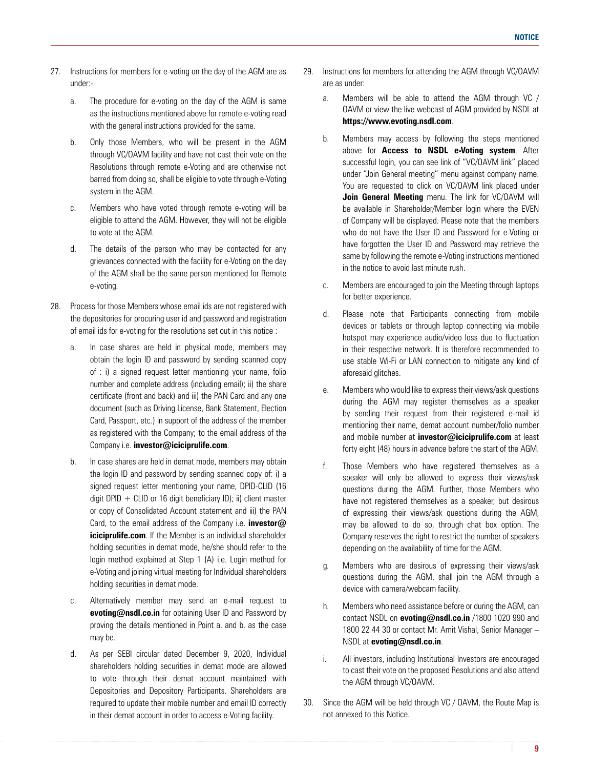27. Instructions for members for e-voting on the day of the AGM are as under:-

    a. The procedure for e-voting on the day of the AGM is same as the instructions mentioned above for remote e-voting read with the general instructions provided for the same.

    b. Only those Members, who will be present in the AGM through VC/OAVM facility and have not cast their vote on the Resolutions through remote e-Voting and are otherwise not barred from doing so, shall be eligible to vote through e-Voting system in the AGM.

    c. Members who have voted through remote e-voting will be eligible to attend the AGM. However, they will not be eligible to vote at the AGM.

    d. The details of the person who may be contacted for any grievances connected with the facility for e-Voting on the day of the AGM shall be the same person mentioned for Remote e-voting.

28. Process for those Members whose email ids are not registered with the depositories for procuring user id and password and registration of email ids for e-voting for the resolutions set out in this notice :

    a. In case shares are held in physical mode, members may obtain the login ID and password by sending scanned copy of : i) a signed request letter mentioning your name, folio number and complete address (including email); ii) the share certificate (front and back) and iii) the PAN Card and any one document (such as Driving License, Bank Statement, Election Card, Passport, etc.) in support of the address of the member as registered with the Company; to the email address of the Company i.e. **investor@iciciprulife.com**.

    b. In case shares are held in demat mode, members may obtain the login ID and password by sending scanned copy of: i) a signed request letter mentioning your name, DPID-CLID (16 digit DPID + CLID or 16 digit beneficiary ID); ii) client master or copy of Consolidated Account statement and iii) the PAN Card, to the email address of the Company i.e. **investor@iciciprulife.com**. If the Member is an individual shareholder holding securities in demat mode, he/she should refer to the login method explained at Step 1 (A) i.e. Login method for e-Voting and joining virtual meeting for Individual shareholders holding securities in demat mode.

    c. Alternatively member may send an e-mail request to **evoting@nsdl.co.in** for obtaining User ID and Password by proving the details mentioned in Point a. and b. as the case may be.

    d. As per SEBI circular dated December 9, 2020, Individual shareholders holding securities in demat mode are allowed to vote through their demat account maintained with Depositories and Depository Participants. Shareholders are required to update their mobile number and email ID correctly in their demat account in order to access e-Voting facility.

29. Instructions for members for attending the AGM through VC/OAVM are as under:

    a. Members will be able to attend the AGM through VC / OAVM or view the live webcast of AGM provided by NSDL at **https://www.evoting.nsdl.com**.

    b. Members may access by following the steps mentioned above for **Access to NSDL e-Voting system**. After successful login, you can see link of "VC/OAVM link" placed under "Join General meeting" menu against company name. You are requested to click on VC/OAVM link placed under **Join General Meeting** menu. The link for VC/OAVM will be available in Shareholder/Member login where the EVEN of Company will be displayed. Please note that the members who do not have the User ID and Password for e-Voting or have forgotten the User ID and Password may retrieve the same by following the remote e-Voting instructions mentioned in the notice to avoid last minute rush.

    c. Members are encouraged to join the Meeting through laptops for better experience.

    d. Please note that Participants connecting from mobile devices or tablets or through laptop connecting via mobile hotspot may experience audio/video loss due to fluctuation in their respective network. It is therefore recommended to use stable Wi-Fi or LAN connection to mitigate any kind of aforesaid glitches.

    e. Members who would like to express their views/ask questions during the AGM may register themselves as a speaker by sending their request from their registered e-mail id mentioning their name, demat account number/folio number and mobile number at **investor@iciciprulife.com** at least forty eight (48) hours in advance before the start of the AGM.

    f. Those Members who have registered themselves as a speaker will only be allowed to express their views/ask questions during the AGM. Further, those Members who have not registered themselves as a speaker, but desirous of expressing their views/ask questions during the AGM, may be allowed to do so, through chat box option. The Company reserves the right to restrict the number of speakers depending on the availability of time for the AGM.

    g. Members who are desirous of expressing their views/ask questions during the AGM, shall join the AGM through a device with camera/webcam facility.

    h. Members who need assistance before or during the AGM, can contact NSDL on **evoting@nsdl.co.in** /1800 1020 990 and 1800 22 44 30 or contact Mr. Amit Vishal, Senior Manager – NSDL at **evoting@nsdl.co.in**.

    i. All investors, including Institutional Investors are encouraged to cast their vote on the proposed Resolutions and also attend the AGM through VC/OAVM.

30. Since the AGM will be held through VC / OAVM, the Route Map is not annexed to this Notice.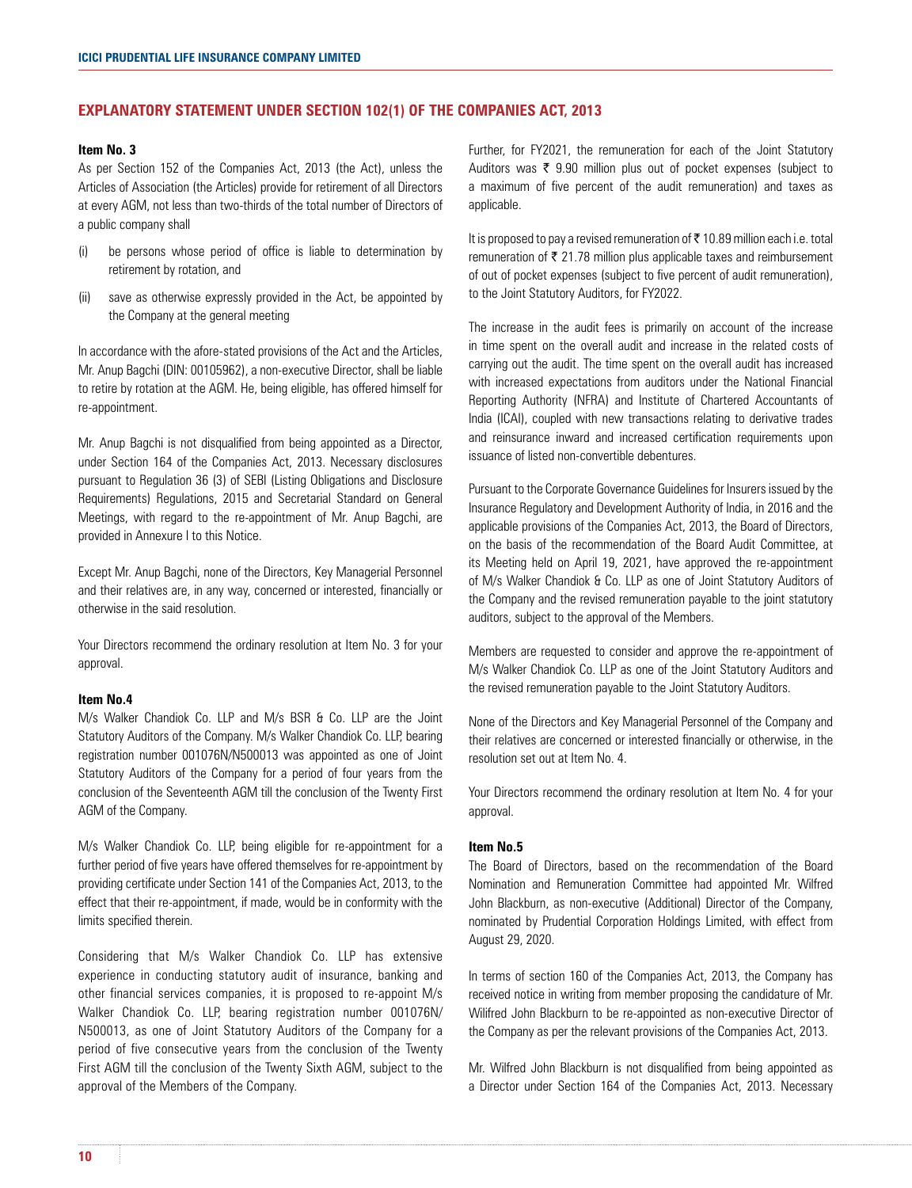## EXPLANATORY STATEMENT UNDER SECTION 102(1) OF THE COMPANIES ACT, 2013

### Item No. 3

As per Section 152 of the Companies Act, 2013 (the Act), unless the Articles of Association (the Articles) provide for retirement of all Directors at every AGM, not less than two-thirds of the total number of Directors of a public company shall

(i) be persons whose period of office is liable to determination by retirement by rotation, and

(ii) save as otherwise expressly provided in the Act, be appointed by the Company at the general meeting

In accordance with the afore-stated provisions of the Act and the Articles, Mr. Anup Bagchi (DIN: 00105962), a non-executive Director, shall be liable to retire by rotation at the AGM. He, being eligible, has offered himself for re-appointment.

Mr. Anup Bagchi is not disqualified from being appointed as a Director, under Section 164 of the Companies Act, 2013. Necessary disclosures pursuant to Regulation 36 (3) of SEBI (Listing Obligations and Disclosure Requirements) Regulations, 2015 and Secretarial Standard on General Meetings, with regard to the re-appointment of Mr. Anup Bagchi, are provided in Annexure I to this Notice.

Except Mr. Anup Bagchi, none of the Directors, Key Managerial Personnel and their relatives are, in any way, concerned or interested, financially or otherwise in the said resolution.

Your Directors recommend the ordinary resolution at Item No. 3 for your approval.

### Item No.4

M/s Walker Chandiok Co. LLP and M/s BSR & Co. LLP are the Joint Statutory Auditors of the Company. M/s Walker Chandiok Co. LLP, bearing registration number 001076N/N500013 was appointed as one of Joint Statutory Auditors of the Company for a period of four years from the conclusion of the Seventeenth AGM till the conclusion of the Twenty First AGM of the Company.

M/s Walker Chandiok Co. LLP, being eligible for re-appointment for a further period of five years have offered themselves for re-appointment by providing certificate under Section 141 of the Companies Act, 2013, to the effect that their re-appointment, if made, would be in conformity with the limits specified therein.

Considering that M/s Walker Chandiok Co. LLP has extensive experience in conducting statutory audit of insurance, banking and other financial services companies, it is proposed to re-appoint M/s Walker Chandiok Co. LLP, bearing registration number 001076N/N500013, as one of Joint Statutory Auditors of the Company for a period of five consecutive years from the conclusion of the Twenty First AGM till the conclusion of the Twenty Sixth AGM, subject to the approval of the Members of the Company.

Further, for FY2021, the remuneration for each of the Joint Statutory Auditors was ₹ 9.90 million plus out of pocket expenses (subject to a maximum of five percent of the audit remuneration) and taxes as applicable.

It is proposed to pay a revised remuneration of ₹ 10.89 million each i.e. total remuneration of ₹ 21.78 million plus applicable taxes and reimbursement of out of pocket expenses (subject to five percent of audit remuneration), to the Joint Statutory Auditors, for FY2022.

The increase in the audit fees is primarily on account of the increase in time spent on the overall audit and increase in the related costs of carrying out the audit. The time spent on the overall audit has increased with increased expectations from auditors under the National Financial Reporting Authority (NFRA) and Institute of Chartered Accountants of India (ICAI), coupled with new transactions relating to derivative trades and reinsurance inward and increased certification requirements upon issuance of listed non-convertible debentures.

Pursuant to the Corporate Governance Guidelines for Insurers issued by the Insurance Regulatory and Development Authority of India, in 2016 and the applicable provisions of the Companies Act, 2013, the Board of Directors, on the basis of the recommendation of the Board Audit Committee, at its Meeting held on April 19, 2021, have approved the re-appointment of M/s Walker Chandiok & Co. LLP as one of Joint Statutory Auditors of the Company and the revised remuneration payable to the joint statutory auditors, subject to the approval of the Members.

Members are requested to consider and approve the re-appointment of M/s Walker Chandiok Co. LLP as one of the Joint Statutory Auditors and the revised remuneration payable to the Joint Statutory Auditors.

None of the Directors and Key Managerial Personnel of the Company and their relatives are concerned or interested financially or otherwise, in the resolution set out at Item No. 4.

Your Directors recommend the ordinary resolution at Item No. 4 for your approval.

### Item No.5

The Board of Directors, based on the recommendation of the Board Nomination and Remuneration Committee had appointed Mr. Wilfred John Blackburn, as non-executive (Additional) Director of the Company, nominated by Prudential Corporation Holdings Limited, with effect from August 29, 2020.

In terms of section 160 of the Companies Act, 2013, the Company has received notice in writing from member proposing the candidature of Mr. Wilifred John Blackburn to be re-appointed as non-executive Director of the Company as per the relevant provisions of the Companies Act, 2013.

Mr. Wilfred John Blackburn is not disqualified from being appointed as a Director under Section 164 of the Companies Act, 2013. Necessary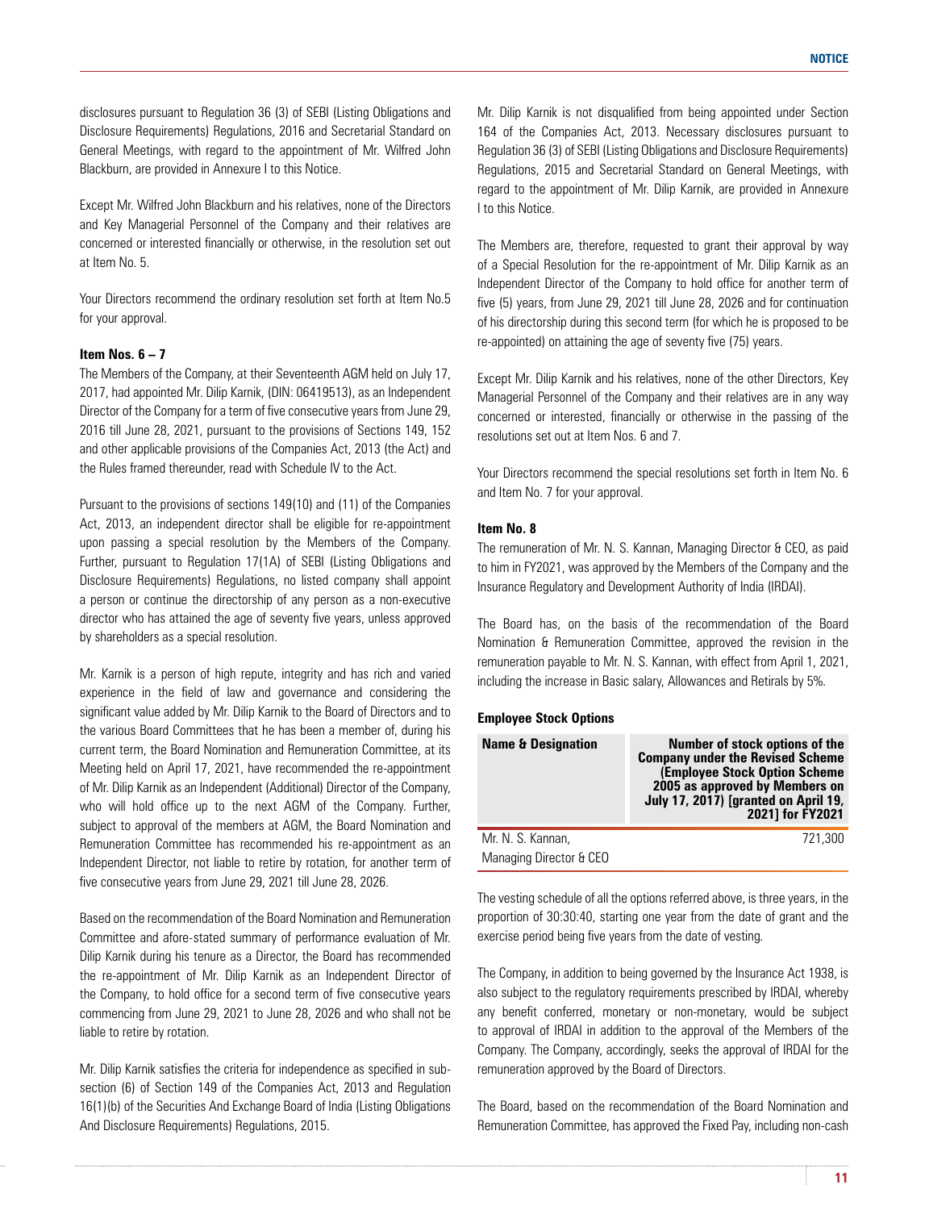disclosures pursuant to Regulation 36 (3) of SEBI (Listing Obligations and Disclosure Requirements) Regulations, 2016 and Secretarial Standard on General Meetings, with regard to the appointment of Mr. Wilfred John Blackburn, are provided in Annexure I to this Notice.

Except Mr. Wilfred John Blackburn and his relatives, none of the Directors and Key Managerial Personnel of the Company and their relatives are concerned or interested financially or otherwise, in the resolution set out at Item No. 5.

Your Directors recommend the ordinary resolution set forth at Item No.5 for your approval.

**Item Nos. 6 – 7**

The Members of the Company, at their Seventeenth AGM held on July 17, 2017, had appointed Mr. Dilip Karnik, (DIN: 06419513), as an Independent Director of the Company for a term of five consecutive years from June 29, 2016 till June 28, 2021, pursuant to the provisions of Sections 149, 152 and other applicable provisions of the Companies Act, 2013 (the Act) and the Rules framed thereunder, read with Schedule IV to the Act.

Pursuant to the provisions of sections 149(10) and (11) of the Companies Act, 2013, an independent director shall be eligible for re-appointment upon passing a special resolution by the Members of the Company. Further, pursuant to Regulation 17(1A) of SEBI (Listing Obligations and Disclosure Requirements) Regulations, no listed company shall appoint a person or continue the directorship of any person as a non-executive director who has attained the age of seventy five years, unless approved by shareholders as a special resolution.

Mr. Karnik is a person of high repute, integrity and has rich and varied experience in the field of law and governance and considering the significant value added by Mr. Dilip Karnik to the Board of Directors and to the various Board Committees that he has been a member of, during his current term, the Board Nomination and Remuneration Committee, at its Meeting held on April 17, 2021, have recommended the re-appointment of Mr. Dilip Karnik as an Independent (Additional) Director of the Company, who will hold office up to the next AGM of the Company. Further, subject to approval of the members at AGM, the Board Nomination and Remuneration Committee has recommended his re-appointment as an Independent Director, not liable to retire by rotation, for another term of five consecutive years from June 29, 2021 till June 28, 2026.

Based on the recommendation of the Board Nomination and Remuneration Committee and afore-stated summary of performance evaluation of Mr. Dilip Karnik during his tenure as a Director, the Board has recommended the re-appointment of Mr. Dilip Karnik as an Independent Director of the Company, to hold office for a second term of five consecutive years commencing from June 29, 2021 to June 28, 2026 and who shall not be liable to retire by rotation.

Mr. Dilip Karnik satisfies the criteria for independence as specified in sub-section (6) of Section 149 of the Companies Act, 2013 and Regulation 16(1)(b) of the Securities And Exchange Board of India (Listing Obligations And Disclosure Requirements) Regulations, 2015.

Mr. Dilip Karnik is not disqualified from being appointed under Section 164 of the Companies Act, 2013. Necessary disclosures pursuant to Regulation 36 (3) of SEBI (Listing Obligations and Disclosure Requirements) Regulations, 2015 and Secretarial Standard on General Meetings, with regard to the appointment of Mr. Dilip Karnik, are provided in Annexure I to this Notice.

The Members are, therefore, requested to grant their approval by way of a Special Resolution for the re-appointment of Mr. Dilip Karnik as an Independent Director of the Company to hold office for another term of five (5) years, from June 29, 2021 till June 28, 2026 and for continuation of his directorship during this second term (for which he is proposed to be re-appointed) on attaining the age of seventy five (75) years.

Except Mr. Dilip Karnik and his relatives, none of the other Directors, Key Managerial Personnel of the Company and their relatives are in any way concerned or interested, financially or otherwise in the passing of the resolutions set out at Item Nos. 6 and 7.

Your Directors recommend the special resolutions set forth in Item No. 6 and Item No. 7 for your approval.

**Item No. 8**

The remuneration of Mr. N. S. Kannan, Managing Director & CEO, as paid to him in FY2021, was approved by the Members of the Company and the Insurance Regulatory and Development Authority of India (IRDAI).

The Board has, on the basis of the recommendation of the Board Nomination & Remuneration Committee, approved the revision in the remuneration payable to Mr. N. S. Kannan, with effect from April 1, 2021, including the increase in Basic salary, Allowances and Retirals by 5%.

**Employee Stock Options**

| Name & Designation | Number of stock options of the Company under the Revised Scheme (Employee Stock Option Scheme 2005 as approved by Members on July 17, 2017) [granted on April 19, 2021] for FY2021 |
|---|---:|
| Mr. N. S. Kannan, Managing Director & CEO | 721,300 |

The vesting schedule of all the options referred above, is three years, in the proportion of 30:30:40, starting one year from the date of grant and the exercise period being five years from the date of vesting.

The Company, in addition to being governed by the Insurance Act 1938, is also subject to the regulatory requirements prescribed by IRDAI, whereby any benefit conferred, monetary or non-monetary, would be subject to approval of IRDAI in addition to the approval of the Members of the Company. The Company, accordingly, seeks the approval of IRDAI for the remuneration approved by the Board of Directors.

The Board, based on the recommendation of the Board Nomination and Remuneration Committee, has approved the Fixed Pay, including non-cash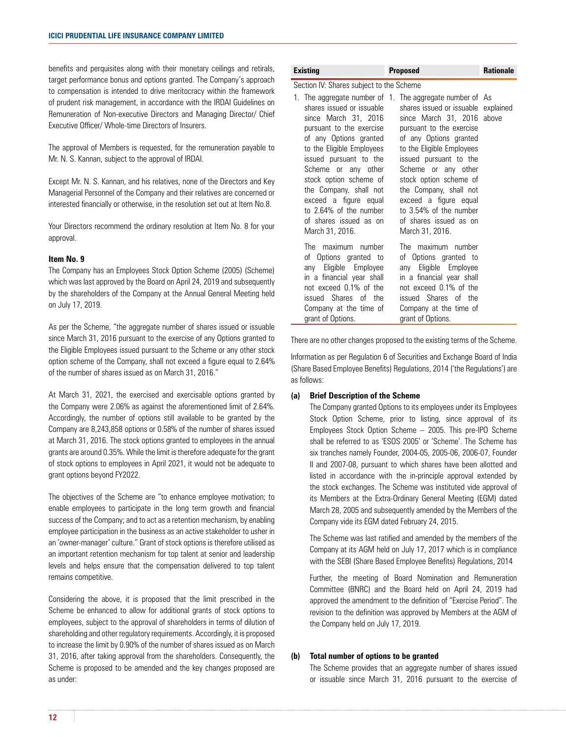benefits and perquisites along with their monetary ceilings and retirals, target performance bonus and options granted. The Company's approach to compensation is intended to drive meritocracy within the framework of prudent risk management, in accordance with the IRDAI Guidelines on Remuneration of Non-executive Directors and Managing Director/ Chief Executive Officer/ Whole-time Directors of Insurers.

The approval of Members is requested, for the remuneration payable to Mr. N. S. Kannan, subject to the approval of IRDAI.

Except Mr. N. S. Kannan, and his relatives, none of the Directors and Key Managerial Personnel of the Company and their relatives are concerned or interested financially or otherwise, in the resolution set out at Item No.8.

Your Directors recommend the ordinary resolution at Item No. 8 for your approval.

**Item No. 9**

The Company has an Employees Stock Option Scheme (2005) (Scheme) which was last approved by the Board on April 24, 2019 and subsequently by the shareholders of the Company at the Annual General Meeting held on July 17, 2019.

As per the Scheme, "the aggregate number of shares issued or issuable since March 31, 2016 pursuant to the exercise of any Options granted to the Eligible Employees issued pursuant to the Scheme or any other stock option scheme of the Company, shall not exceed a figure equal to 2.64% of the number of shares issued as on March 31, 2016."

At March 31, 2021, the exercised and exercisable options granted by the Company were 2.06% as against the aforementioned limit of 2.64%. Accordingly, the number of options still available to be granted by the Company are 8,243,858 options or 0.58% of the number of shares issued at March 31, 2016. The stock options granted to employees in the annual grants are around 0.35%. While the limit is therefore adequate for the grant of stock options to employees in April 2021, it would not be adequate to grant options beyond FY2022.

The objectives of the Scheme are "to enhance employee motivation; to enable employees to participate in the long term growth and financial success of the Company; and to act as a retention mechanism, by enabling employee participation in the business as an active stakeholder to usher in an 'owner-manager' culture." Grant of stock options is therefore utilised as an important retention mechanism for top talent at senior and leadership levels and helps ensure that the compensation delivered to top talent remains competitive.

Considering the above, it is proposed that the limit prescribed in the Scheme be enhanced to allow for additional grants of stock options to employees, subject to the approval of shareholders in terms of dilution of shareholding and other regulatory requirements. Accordingly, it is proposed to increase the limit by 0.90% of the number of shares issued as on March 31, 2016, after taking approval from the shareholders. Consequently, the Scheme is proposed to be amended and the key changes proposed are as under:

| Existing | Proposed | Rationale |
|---|---|---|
| Section IV: Shares subject to the Scheme | | |
| 1. The aggregate number of shares issued or issuable since March 31, 2016 pursuant to the exercise of any Options granted to the Eligible Employees issued pursuant to the Scheme or any other stock option scheme of the Company, shall not exceed a figure equal to 2.64% of the number of shares issued as on March 31, 2016. | 1. The aggregate number of shares issued or issuable since March 31, 2016 pursuant to the exercise of any Options granted to the Eligible Employees issued pursuant to the Scheme or any other stock option scheme of the Company, shall not exceed a figure equal to 3.54% of the number of shares issued as on March 31, 2016. | As explained above |
| The maximum number of Options granted to any Eligible Employee in a financial year shall not exceed 0.1% of the issued Shares of the Company at the time of grant of Options. | The maximum number of Options granted to any Eligible Employee in a financial year shall not exceed 0.1% of the issued Shares of the Company at the time of grant of Options. | |

There are no other changes proposed to the existing terms of the Scheme.

Information as per Regulation 6 of Securities and Exchange Board of India (Share Based Employee Benefits) Regulations, 2014 ('the Regulations') are as follows:

**(a) Brief Description of the Scheme**

The Company granted Options to its employees under its Employees Stock Option Scheme, prior to listing, since approval of its Employees Stock Option Scheme – 2005. This pre-IPO Scheme shall be referred to as 'ESOS 2005' or 'Scheme'. The Scheme has six tranches namely Founder, 2004-05, 2005-06, 2006-07, Founder II and 2007-08, pursuant to which shares have been allotted and listed in accordance with the in-principle approval extended by the stock exchanges. The Scheme was instituted vide approval of its Members at the Extra-Ordinary General Meeting (EGM) dated March 28, 2005 and subsequently amended by the Members of the Company vide its EGM dated February 24, 2015.

The Scheme was last ratified and amended by the members of the Company at its AGM held on July 17, 2017 which is in compliance with the SEBI (Share Based Employee Benefits) Regulations, 2014

Further, the meeting of Board Nomination and Remuneration Committee (BNRC) and the Board held on April 24, 2019 had approved the amendment to the definition of "Exercise Period". The revision to the definition was approved by Members at the AGM of the Company held on July 17, 2019.

**(b) Total number of options to be granted**

The Scheme provides that an aggregate number of shares issued or issuable since March 31, 2016 pursuant to the exercise of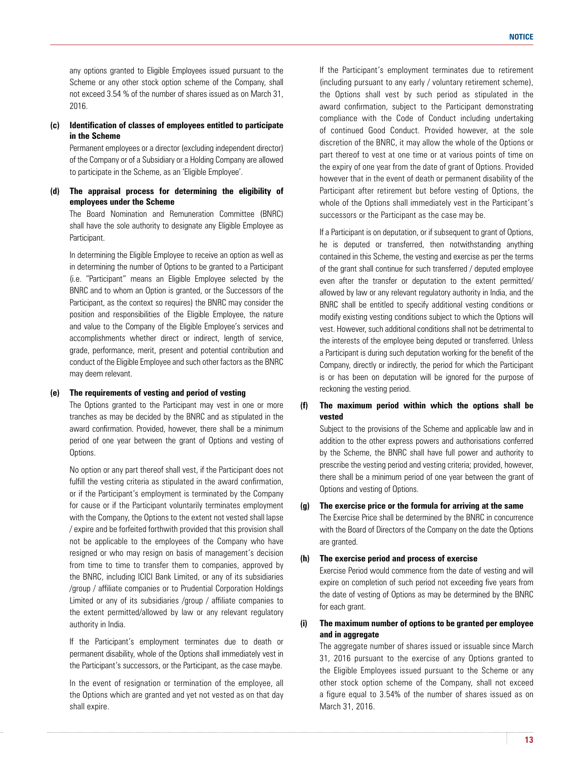any options granted to Eligible Employees issued pursuant to the Scheme or any other stock option scheme of the Company, shall not exceed 3.54 % of the number of shares issued as on March 31, 2016.

**(c) Identification of classes of employees entitled to participate in the Scheme**

Permanent employees or a director (excluding independent director) of the Company or of a Subsidiary or a Holding Company are allowed to participate in the Scheme, as an 'Eligible Employee'.

**(d) The appraisal process for determining the eligibility of employees under the Scheme**

The Board Nomination and Remuneration Committee (BNRC) shall have the sole authority to designate any Eligible Employee as Participant.

In determining the Eligible Employee to receive an option as well as in determining the number of Options to be granted to a Participant (i.e. "Participant" means an Eligible Employee selected by the BNRC and to whom an Option is granted, or the Successors of the Participant, as the context so requires) the BNRC may consider the position and responsibilities of the Eligible Employee, the nature and value to the Company of the Eligible Employee's services and accomplishments whether direct or indirect, length of service, grade, performance, merit, present and potential contribution and conduct of the Eligible Employee and such other factors as the BNRC may deem relevant.

**(e) The requirements of vesting and period of vesting**

The Options granted to the Participant may vest in one or more tranches as may be decided by the BNRC and as stipulated in the award confirmation. Provided, however, there shall be a minimum period of one year between the grant of Options and vesting of Options.

No option or any part thereof shall vest, if the Participant does not fulfill the vesting criteria as stipulated in the award confirmation, or if the Participant's employment is terminated by the Company for cause or if the Participant voluntarily terminates employment with the Company, the Options to the extent not vested shall lapse / expire and be forfeited forthwith provided that this provision shall not be applicable to the employees of the Company who have resigned or who may resign on basis of management's decision from time to time to transfer them to companies, approved by the BNRC, including ICICI Bank Limited, or any of its subsidiaries /group / affiliate companies or to Prudential Corporation Holdings Limited or any of its subsidiaries /group / affiliate companies to the extent permitted/allowed by law or any relevant regulatory authority in India.

If the Participant's employment terminates due to death or permanent disability, whole of the Options shall immediately vest in the Participant's successors, or the Participant, as the case maybe.

In the event of resignation or termination of the employee, all the Options which are granted and yet not vested as on that day shall expire.

If the Participant's employment terminates due to retirement (including pursuant to any early / voluntary retirement scheme), the Options shall vest by such period as stipulated in the award confirmation, subject to the Participant demonstrating compliance with the Code of Conduct including undertaking of continued Good Conduct. Provided however, at the sole discretion of the BNRC, it may allow the whole of the Options or part thereof to vest at one time or at various points of time on the expiry of one year from the date of grant of Options. Provided however that in the event of death or permanent disability of the Participant after retirement but before vesting of Options, the whole of the Options shall immediately vest in the Participant's successors or the Participant as the case may be.

If a Participant is on deputation, or if subsequent to grant of Options, he is deputed or transferred, then notwithstanding anything contained in this Scheme, the vesting and exercise as per the terms of the grant shall continue for such transferred / deputed employee even after the transfer or deputation to the extent permitted/ allowed by law or any relevant regulatory authority in India, and the BNRC shall be entitled to specify additional vesting conditions or modify existing vesting conditions subject to which the Options will vest. However, such additional conditions shall not be detrimental to the interests of the employee being deputed or transferred. Unless a Participant is during such deputation working for the benefit of the Company, directly or indirectly, the period for which the Participant is or has been on deputation will be ignored for the purpose of reckoning the vesting period.

**(f) The maximum period within which the options shall be vested**

Subject to the provisions of the Scheme and applicable law and in addition to the other express powers and authorisations conferred by the Scheme, the BNRC shall have full power and authority to prescribe the vesting period and vesting criteria; provided, however, there shall be a minimum period of one year between the grant of Options and vesting of Options.

**(g) The exercise price or the formula for arriving at the same**

The Exercise Price shall be determined by the BNRC in concurrence with the Board of Directors of the Company on the date the Options are granted.

**(h) The exercise period and process of exercise**

Exercise Period would commence from the date of vesting and will expire on completion of such period not exceeding five years from the date of vesting of Options as may be determined by the BNRC for each grant.

**(i) The maximum number of options to be granted per employee and in aggregate**

The aggregate number of shares issued or issuable since March 31, 2016 pursuant to the exercise of any Options granted to the Eligible Employees issued pursuant to the Scheme or any other stock option scheme of the Company, shall not exceed a figure equal to 3.54% of the number of shares issued as on March 31, 2016.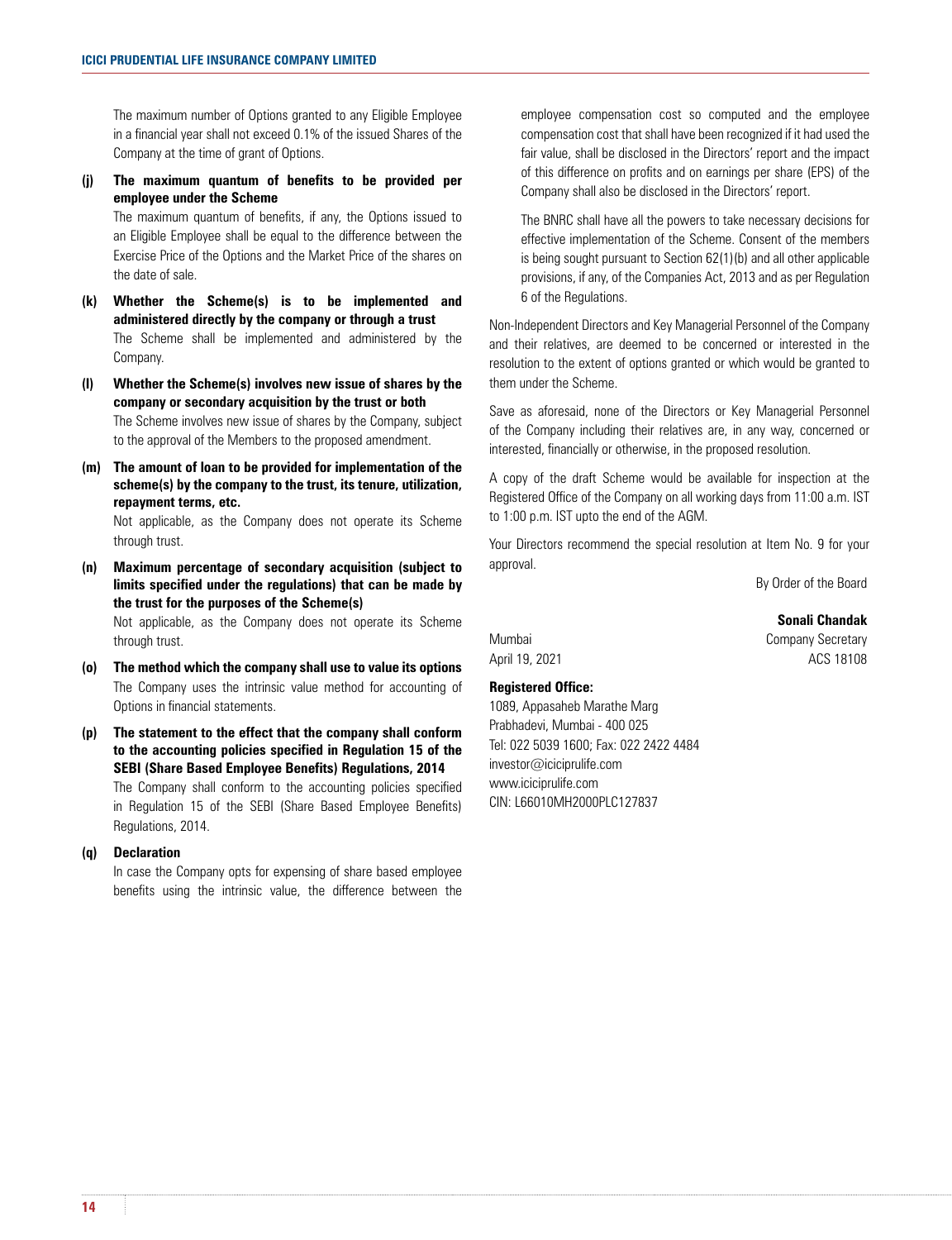The maximum number of Options granted to any Eligible Employee in a financial year shall not exceed 0.1% of the issued Shares of the Company at the time of grant of Options.

**(j) The maximum quantum of benefits to be provided per employee under the Scheme**

The maximum quantum of benefits, if any, the Options issued to an Eligible Employee shall be equal to the difference between the Exercise Price of the Options and the Market Price of the shares on the date of sale.

**(k) Whether the Scheme(s) is to be implemented and administered directly by the company or through a trust**

The Scheme shall be implemented and administered by the Company.

**(l) Whether the Scheme(s) involves new issue of shares by the company or secondary acquisition by the trust or both**

The Scheme involves new issue of shares by the Company, subject to the approval of the Members to the proposed amendment.

**(m) The amount of loan to be provided for implementation of the scheme(s) by the company to the trust, its tenure, utilization, repayment terms, etc.**

Not applicable, as the Company does not operate its Scheme through trust.

**(n) Maximum percentage of secondary acquisition (subject to limits specified under the regulations) that can be made by the trust for the purposes of the Scheme(s)**

Not applicable, as the Company does not operate its Scheme through trust.

**(o) The method which the company shall use to value its options**

The Company uses the intrinsic value method for accounting of Options in financial statements.

**(p) The statement to the effect that the company shall conform to the accounting policies specified in Regulation 15 of the SEBI (Share Based Employee Benefits) Regulations, 2014**

The Company shall conform to the accounting policies specified in Regulation 15 of the SEBI (Share Based Employee Benefits) Regulations, 2014.

**(q) Declaration**

In case the Company opts for expensing of share based employee benefits using the intrinsic value, the difference between the employee compensation cost so computed and the employee compensation cost that shall have been recognized if it had used the fair value, shall be disclosed in the Directors' report and the impact of this difference on profits and on earnings per share (EPS) of the Company shall also be disclosed in the Directors' report.

The BNRC shall have all the powers to take necessary decisions for effective implementation of the Scheme. Consent of the members is being sought pursuant to Section 62(1)(b) and all other applicable provisions, if any, of the Companies Act, 2013 and as per Regulation 6 of the Regulations.

Non-Independent Directors and Key Managerial Personnel of the Company and their relatives, are deemed to be concerned or interested in the resolution to the extent of options granted or which would be granted to them under the Scheme.

Save as aforesaid, none of the Directors or Key Managerial Personnel of the Company including their relatives are, in any way, concerned or interested, financially or otherwise, in the proposed resolution.

A copy of the draft Scheme would be available for inspection at the Registered Office of the Company on all working days from 11:00 a.m. IST to 1:00 p.m. IST upto the end of the AGM.

Your Directors recommend the special resolution at Item No. 9 for your approval.

By Order of the Board

**Sonali Chandak**
Company Secretary
ACS 18108

Mumbai
April 19, 2021

**Registered Office:**
1089, Appasaheb Marathe Marg
Prabhadevi, Mumbai - 400 025
Tel: 022 5039 1600; Fax: 022 2422 4484
investor@iciciprulife.com
www.iciciprulife.com
CIN: L66010MH2000PLC127837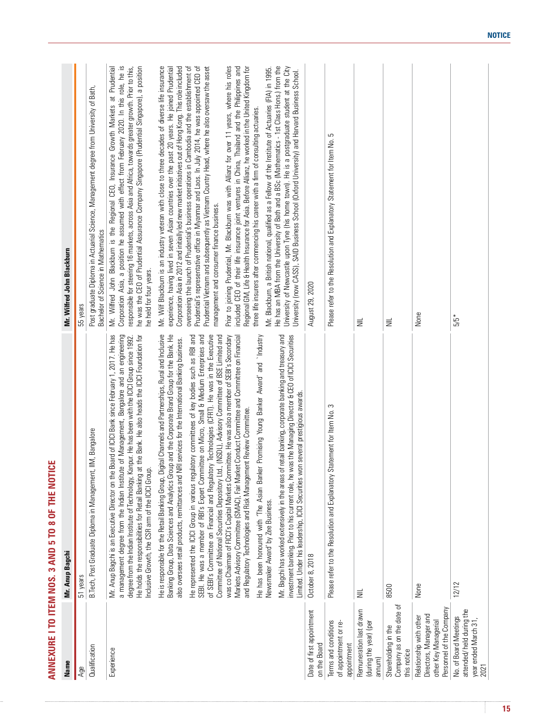# ANNEXURE I TO ITEM NOS. 3 AND 5 TO 8 OF THE NOTICE

| Name | Mr. Anup Bagchi | Mr. Wilfred John Blackburn |
|---|---|---|
| Age | 51 years | 55 years |
| Qualification | B.Tech, Post Graduate Diploma in Management, IIM, Bangalore | Post graduate Diploma in Actuarial Science, Management degree from University of Bath, Bachelor of Science in Mathematics |
| Experience | Mr. Anup Bagchi is an Executive Director on the Board of ICICI Bank since February 1, 2017. He has a management degree from the Indian Institute of Management, Bangalore and an engineering degree from the Indian Institute of Technology, Kanpur. He has been with the ICICI Group since 1992. He holds the responsibilities for Retail Banking at the Bank. He also heads the ICICI Foundation for Inclusive Growth, the CSR arm of the ICICI Group.<br><br>He is responsible for the Retail Banking Group, Digital Channels and Partnerships, Rural and Inclusive Banking Group, Data Sciences and Analytics Group and the Corporate Brand Group for the Bank. He also oversees retail products, remittances and NRI services for the International Banking business.<br><br>He represented the ICICI Group in various regulatory committees of key bodies such as RBI and SEBI. He was a member of RBI's Expert Committee on Micro, Small & Medium Enterprises and of SEBI's Committee on Financial and Regulatory Technologies (CFRT). He was in the Executive Committee of National Securities Depository Ltd., (NSDL), Advisory Committee of BSE Limited and was co Chairman of FICCI's Capital Markets Committee. He was also a member of SEBI's Secondary Markets Advisory Committee (SMAC), Fair Market Conduct Committee and Committee on Financial and Regulatory Technologies and Risk Management Review Committee.<br><br>He has been honoured with 'The Asian Banker Promising Young Banker Award' and 'Industry Newsmaker Award' by Zee Business.<br><br>Mr. Bagchi has worked extensively in the areas of retail banking, corporate banking and treasury and investment banking. Prior to his current role, he was the Managing Director & CEO of ICICI Securities Limited. Under his leadership, ICICI Securities won several prestigious awards. | Mr. Wilfred John Blackburn is the Regional CEO, Insurance Growth Markets at Prudential Corporation Asia, a position he assumed with effect from February 2020. In this role, he is responsible for steering 16 markets, across Asia and Africa, towards greater growth. Prior to this, he was the CEO of Prudential Assurance Company Singapore (Prudential Singapore), a position he held for four years.<br><br>Mr. Wilf Blackburn is an industry veteran with close to three decades of diverse life insurance experience, having lived in seven Asian countries over the past 20 years. He joined Prudential Corporation Asia in 2012 and initially led new market initiatives out of Hong Kong. This role included overseeing the launch of Prudential's business operations in Cambodia and the establishment of Prudential's representative office in Myanmar and Laos. In July 2014, he was appointed CEO of Prudential Vietnam and subsequently as Vietnam Country Head, where he also oversaw the asset management and consumer finance business.<br><br>Prior to joining Prudential, Mr. Blackburn was with Allianz for over 11 years, where his roles included CEO of their life insurance joint ventures in China, Thailand and the Philippines and Regional GM, Life & Health Insurance for Asia. Before Allianz, he worked in the United Kingdom for three life insurers after commencing his career with a firm of consulting actuaries.<br><br>Mr. Blackburn, a British national, qualified as a Fellow of the Institute of Actuaries (FIA) in 1995. He has an MBA from the University of Bath and a BSc (Mathematics - 1st Class Hons.) from the University of Newcastle upon Tyne (his home town). He is a postgraduate student at the City University (now CASS), SAID Business School (Oxford University) and Harvard Business School. |
| Date of first appointment on the Board | October 8, 2018 | August 29, 2020 |
| Terms and conditions of appointment or re-appointment | Please refer to the Resolution and Explanatory Statement for Item No. 3 | Please refer to the Resolution and Explanatory Statement for Item No. 5 |
| Remuneration last drawn (during the year) (per annum) | NIL | NIL |
| Shareholding in the Company as on the date of this notice | 8500 | NIL |
| Relationship with other Directors, Manager and other Key Managerial Personnel of the Company | None | None |
| No. of Board Meetings attended/ held during the year ended March 31, 2021 | 12/12 | 5/5* |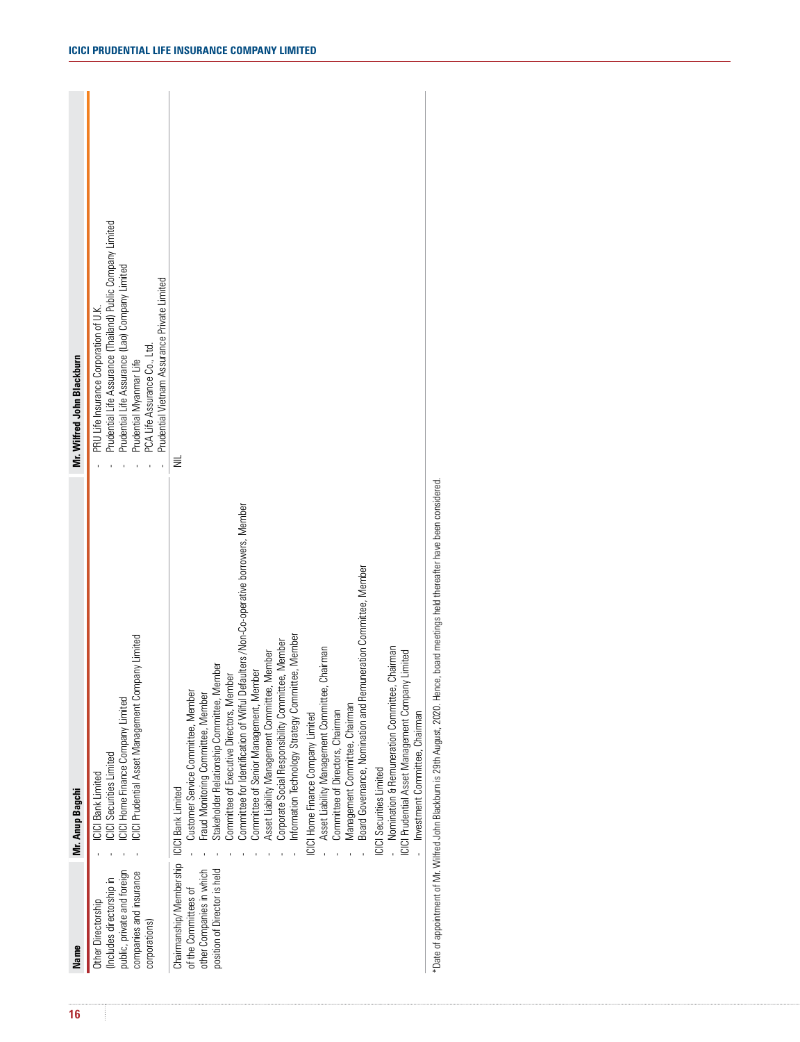| Name | Mr. Anup Bagchi | Mr. Wilfred John Blackburn |
|---|---|---|
| Other Directorship (Includes directorship in public, private and foreign companies and insurance corporations) | - ICICI Bank Limited<br>- ICICI Securities Limited<br>- ICICI Home Finance Company Limited<br>- ICICI Prudential Asset Management Company Limited | - PRU Life Insurance Corporation of U.K.<br>- Prudential Life Assurance (Thailand) Public Company Limited<br>- Prudential Life Assurance (Lao) Company Limited<br>- Prudential Myanmar Life<br>- PCA Life Assurance Co., Ltd.<br>- Prudential Vietnam Assurance Private Limited |
| Chairmanship/ Membership of the Committees of other Companies in which position of Director is held | ICICI Bank Limited<br>- Customer Service Committee, Member<br>- Fraud Monitoring Committee, Member<br>- Stakeholder Relationship Committee, Member<br>- Committee of Executive Directors, Member<br>- Committee for Identification of Wilful Defaulters /Non-Co-operative borrowers, Member<br>- Committee of Senior Management, Member<br>- Asset Liability Management Committee, Member<br>- Corporate Social Responsibility Committee, Member<br>- Information Technology Strategy Committee, Member<br>ICICI Home Finance Company Limited<br>- Asset Liability Management Committee, Chairman<br>- Committee of Directors, Chairman<br>- Management Committee, Chairman<br>- Board Governance, Nomination and Remuneration Committee, Member<br>ICICI Securities Limited<br>- Nomination & Remuneration Committee, Chairman<br>ICICI Prudential Asset Management Company Limited<br>- Investment Committee, Chairman | NIL |

*Date of appointment of Mr. Wilfred John Blackburn is 29th August, 2020. Hence, board meetings held thereafter have been considered.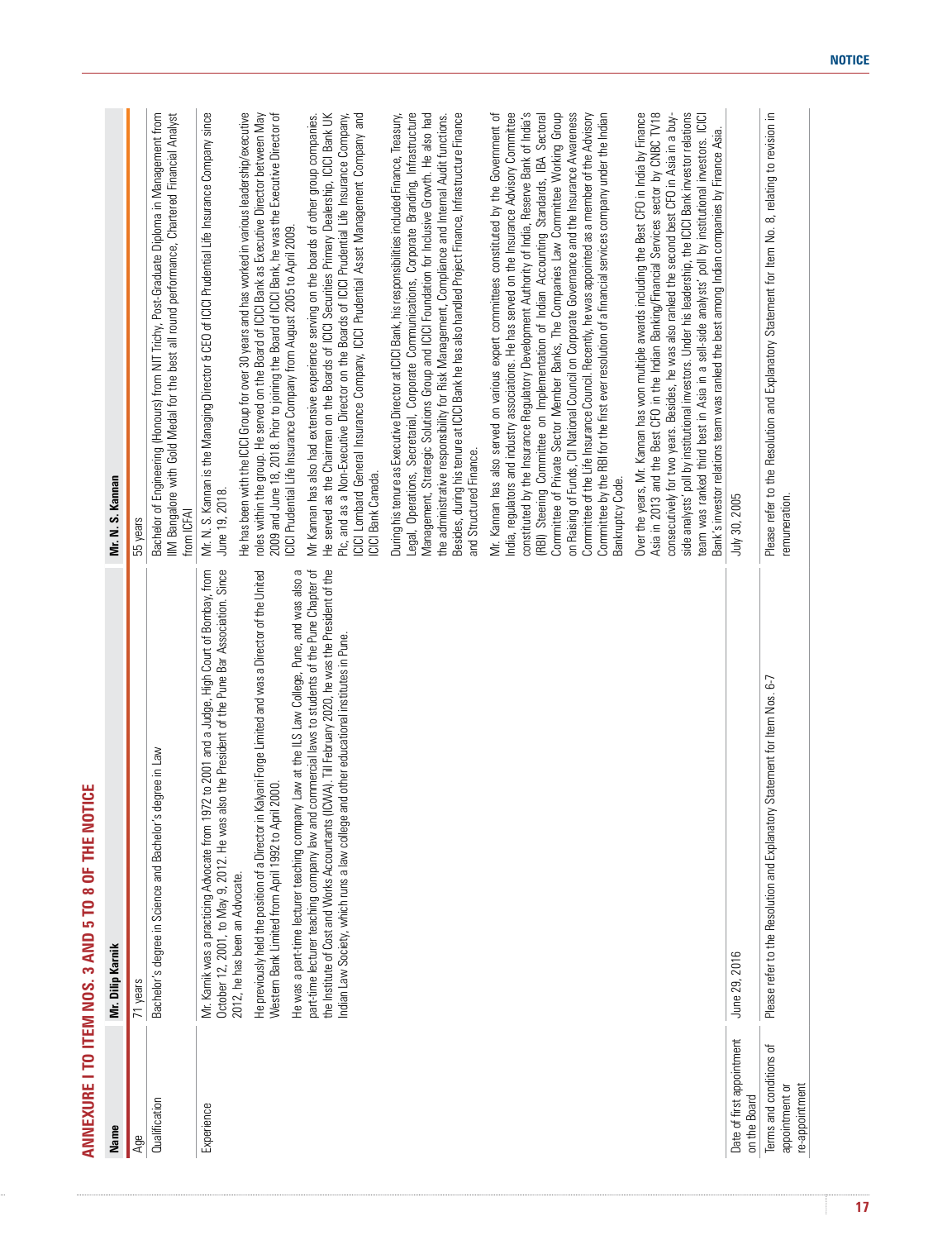# ANNEXURE I TO ITEM NOS. 3 AND 5 TO 8 OF THE NOTICE

| Name | Mr. Dilip Karnik | Mr. N. S. Kannan |
|---|---|---|
| Age | 71 years | 55 years |
| Qualification | Bachelor's degree in Science and Bachelor's degree in Law | Bachelor of Engineering (Honours) from NIT Trichy, Post-Graduate Diploma in Management from IIM Bangalore with Gold Medal for the best all round performance, Chartered Financial Analyst from ICFAI |
| Experience | Mr. Karnik was a practicing Advocate from 1972 to 2001 and a Judge, High Court of Bombay, from October 12, 2001, to May 9, 2012. He was also the President of the Pune Bar Association. Since 2012, he has been an Advocate.<br><br>He previously held the position of a Director in Kalyani Forge Limited and was a Director of the United Western Bank Limited from April 1992 to April 2000.<br><br>He was a part-time lecturer teaching company Law at the ILS Law College, Pune, and was also a part-time lecturer teaching company law and commercial laws to students of the Pune Chapter of the Institute of Cost and Works Accountants (ICWA). Till February 2020, he was the President of the Indian Law Society, which runs a law college and other educational institutes in Pune. | Mr. N. S. Kannan is the Managing Director & CEO of ICICI Prudential Life Insurance Company since June 19, 2018.<br><br>He has been with the ICICI Group for over 30 years and has worked in various leadership/executive roles within the group. He served on the Board of ICICI Bank as Executive Director between May 2009 and June 18, 2018. Prior to joining the Board of ICICI Bank, he was the Executive Director of ICICI Prudential Life Insurance Company from August 2005 to April 2009.<br><br>Mr Kannan has also had extensive experience serving on the boards of other group companies. He served as the Chairman on the Boards of ICICI Securities Primary Dealership, ICICI Bank UK Plc, and as a Non-Executive Director on the Boards of ICICI Prudential Life Insurance Company, ICICI Lombard General Insurance Company, ICICI Prudential Asset Management Company and ICICI Bank Canada.<br><br>During his tenure as Executive Director at ICICI Bank, his responsibilities included Finance, Treasury, Legal, Operations, Secretarial, Corporate Communications, Corporate Branding, Infrastructure Management, Strategic Solutions Group and ICICI Foundation for Inclusive Growth. He also had the administrative responsibility for Risk Management, Compliance and Internal Audit functions. Besides, during his tenure at ICICI Bank he has also handled Project Finance, Infrastructure Finance and Structured Finance.<br><br>Mr. Kannan has also served on various expert committees constituted by the Government of India, regulators and industry associations. He has served on the Insurance Advisory Committee constituted by the Insurance Regulatory Development Authority of India, Reserve Bank of India's (RBI) Steering Committee on Implementation of Indian Accounting Standards, IBA Sectoral Committee of Private Sector Member Banks, The Companies Law Committee Working Group on Raising of Funds, CII National Council on Corporate Governance and the Insurance Awareness Committee of the Life Insurance Council. Recently, he was appointed as a member of the Advisory Committee by the RBI for the first ever resolution of a financial services company under the Indian Bankruptcy Code.<br><br>Over the years, Mr. Kannan has won multiple awards including the Best CFO in India by Finance Asia in 2013 and the Best CFO in the Indian Banking/Financial Services sector by CNBC TV18 consecutively for two years. Besides, he was also ranked the second best CFO in Asia in a buy-side analysts' poll by institutional investors. Under his leadership, the ICICI Bank investor relations team was ranked third best in Asia in a sell-side analysts' poll by institutional investors. ICICI Bank's investor relations team was ranked the best among Indian companies by Finance Asia. |
| Date of first appointment on the Board | June 29, 2016 | July 30, 2005 |
| Terms and conditions of appointment or re-appointment | Please refer to the Resolution and Explanatory Statement for Item Nos. 6-7 | Please refer to the Resolution and Explanatory Statement for Item No. 8, relating to revision in remuneration. |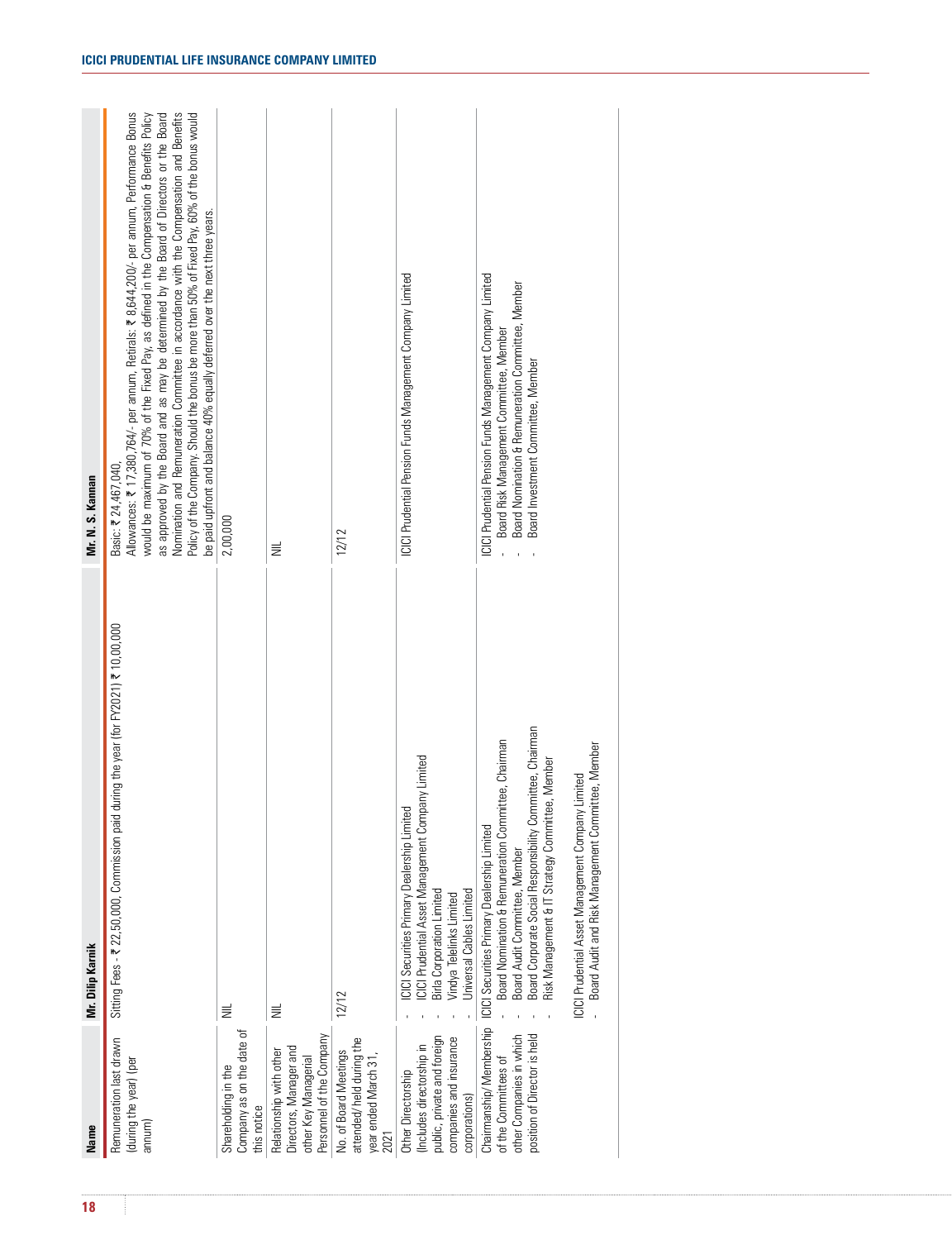| Name | Mr. Dilip Karnik | Mr. N. S. Kannan |
|---|---|---|
| Remuneration last drawn (during the year) (per annum) | Sitting Fees - ₹ 22,50,000, Commission paid during the year (for FY2021) ₹ 10,00,000 | Basic: ₹ 24,467,040,<br>Allowances: ₹ 17,380,764/- per annum, Retirals: ₹ 8,644,200/- per annum, Performance Bonus would be maximum of 70% of the Fixed Pay, as defined in the Compensation & Benefits Policy as approved by the Board and as may be determined by the Board of Directors or the Board Nomination and Remuneration Committee in accordance with the Compensation and Benefits Policy of the Company. Should the bonus be more than 50% of Fixed Pay, 60% of the bonus would be paid upfront and balance 40% equally deferred over the next three years. |
| Shareholding in the Company as on the date of this notice | NIL | 2,00,000 |
| Relationship with other Directors, Manager and other Key Managerial Personnel of the Company | NIL | NIL |
| No. of Board Meetings attended/ held during the year ended March 31, 2021 | 12/12 | 12/12 |
| Other Directorship (Includes directorship in public, private and foreign companies and insurance corporations) | - ICICI Securities Primary Dealership Limited<br>- ICICI Prudential Asset Management Company Limited<br>- Birla Corporation Limited<br>- Vindya Telelinks Limited<br>- Universal Cables Limited | ICICI Prudential Pension Funds Management Company Limited |
| Chairmanship/ Membership of the Committees of other Companies in which position of Director is held | ICICI Securities Primary Dealership Limited<br>- Board Nomination & Remuneration Committee, Chairman<br>- Board Audit Committee, Member<br>- Board Corporate Social Responsibility Committee, Chairman<br>- Risk Management & IT Strategy Committee, Member<br><br>ICICI Prudential Asset Management Company Limited<br>- Board Audit and Risk Management Committee, Member | ICICI Prudential Pension Funds Management Company Limited<br>- Board Risk Management Committee, Member<br>- Board Nomination & Remuneration Committee, Member<br>- Board Investment Committee, Member |